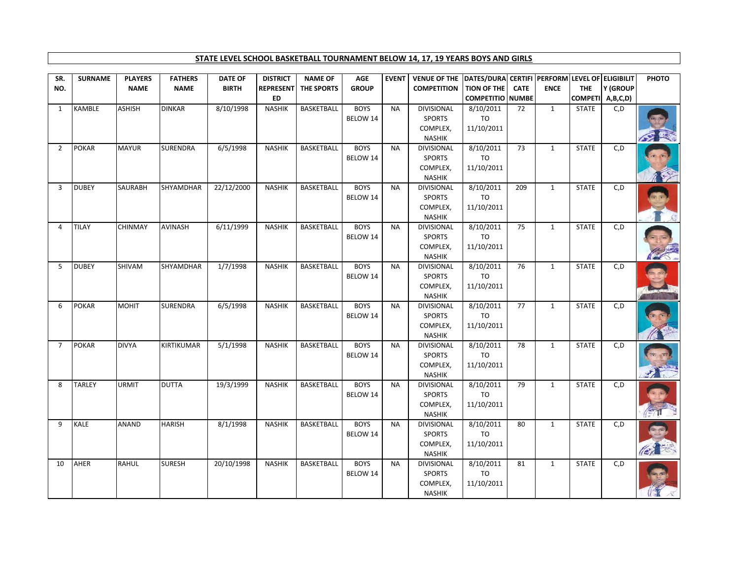## STATE LEVEL SCHOOL BASKETBALL TOURNAMENT BELOW 14, 17, 19 YEARS BOYS AND GIRLS

| SR. NO. | SURNAME | PLAYERS NAME | FATHERS NAME | DATE OF BIRTH | DISTRICT REPRESENTED | NAME OF THE SPORTS | AGE GROUP | EVENT | VENUE OF THE COMPETITION | DATES/DURATION OF THE COMPETITION | CERTIFICATE NUMBER | PERFORMENCE | LEVEL OF THE COMPETITION | ELIGIBILITY (GROUP A,B,C,D) | PHOTO |
|---|---|---|---|---|---|---|---|---|---|---|---|---|---|---|---|
| 1 | KAMBLE | ASHISH | DINKAR | 8/10/1998 | NASHIK | BASKETBALL | BOYS BELOW 14 | NA | DIVISIONAL SPORTS COMPLEX, NASHIK | 8/10/2011 TO 11/10/2011 | 72 | 1 | STATE | C,D | |
| 2 | POKAR | MAYUR | SURENDRA | 6/5/1998 | NASHIK | BASKETBALL | BOYS BELOW 14 | NA | DIVISIONAL SPORTS COMPLEX, NASHIK | 8/10/2011 TO 11/10/2011 | 73 | 1 | STATE | C,D | |
| 3 | DUBEY | SAURABH | SHYAMDHAR | 22/12/2000 | NASHIK | BASKETBALL | BOYS BELOW 14 | NA | DIVISIONAL SPORTS COMPLEX, NASHIK | 8/10/2011 TO 11/10/2011 | 209 | 1 | STATE | C,D | |
| 4 | TILAY | CHINMAY | AVINASH | 6/11/1999 | NASHIK | BASKETBALL | BOYS BELOW 14 | NA | DIVISIONAL SPORTS COMPLEX, NASHIK | 8/10/2011 TO 11/10/2011 | 75 | 1 | STATE | C,D | |
| 5 | DUBEY | SHIVAM | SHYAMDHAR | 1/7/1998 | NASHIK | BASKETBALL | BOYS BELOW 14 | NA | DIVISIONAL SPORTS COMPLEX, NASHIK | 8/10/2011 TO 11/10/2011 | 76 | 1 | STATE | C,D | |
| 6 | POKAR | MOHIT | SURENDRA | 6/5/1998 | NASHIK | BASKETBALL | BOYS BELOW 14 | NA | DIVISIONAL SPORTS COMPLEX, NASHIK | 8/10/2011 TO 11/10/2011 | 77 | 1 | STATE | C,D | |
| 7 | POKAR | DIVYA | KIRTIKUMAR | 5/1/1998 | NASHIK | BASKETBALL | BOYS BELOW 14 | NA | DIVISIONAL SPORTS COMPLEX, NASHIK | 8/10/2011 TO 11/10/2011 | 78 | 1 | STATE | C,D | |
| 8 | TARLEY | URMIT | DUTTA | 19/3/1999 | NASHIK | BASKETBALL | BOYS BELOW 14 | NA | DIVISIONAL SPORTS COMPLEX, NASHIK | 8/10/2011 TO 11/10/2011 | 79 | 1 | STATE | C,D | |
| 9 | KALE | ANAND | HARISH | 8/1/1998 | NASHIK | BASKETBALL | BOYS BELOW 14 | NA | DIVISIONAL SPORTS COMPLEX, NASHIK | 8/10/2011 TO 11/10/2011 | 80 | 1 | STATE | C,D | |
| 10 | AHER | RAHUL | SURESH | 20/10/1998 | NASHIK | BASKETBALL | BOYS BELOW 14 | NA | DIVISIONAL SPORTS COMPLEX, NASHIK | 8/10/2011 TO 11/10/2011 | 81 | 1 | STATE | C,D | |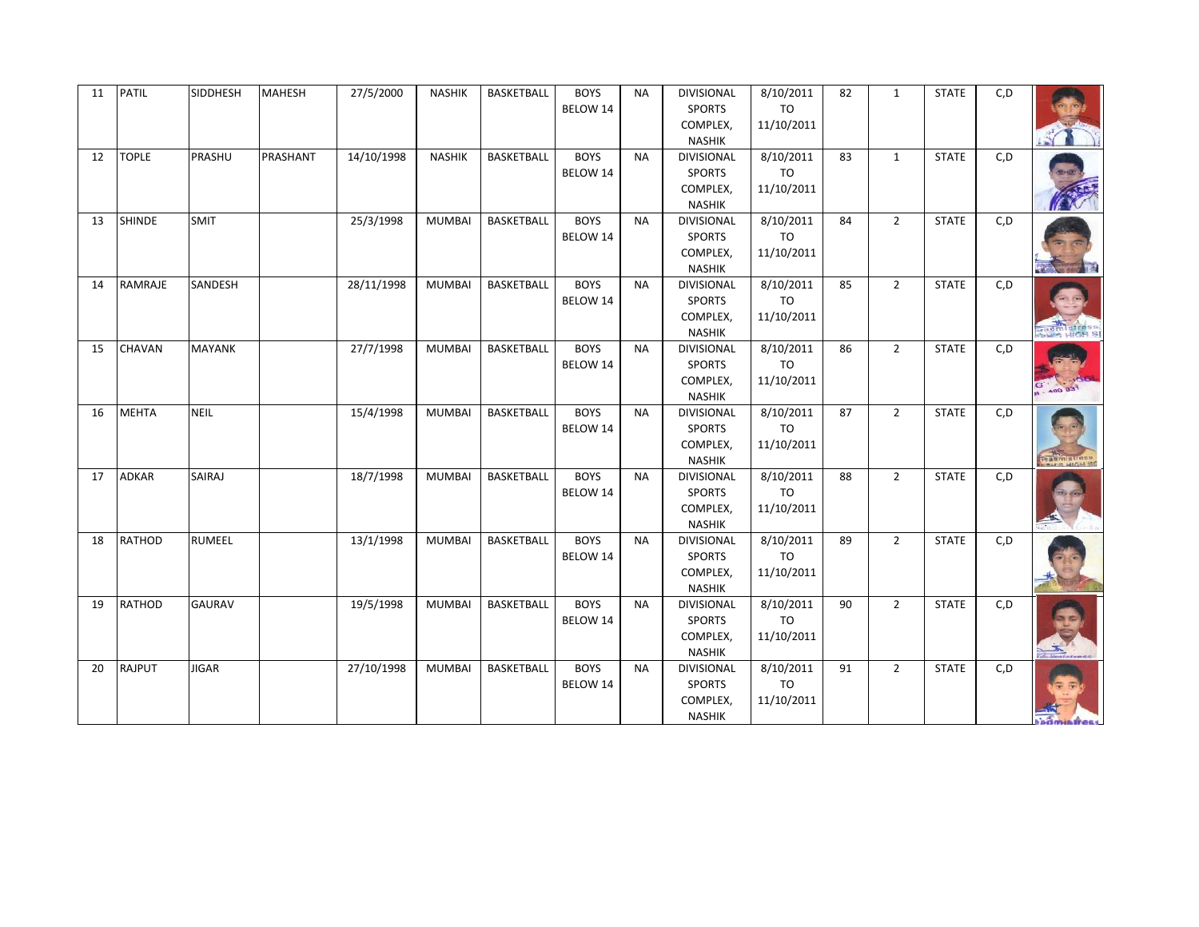| | | | | | | | | | | | | | | | |
|---|---|---|---|---|---|---|---|---|---|---|---|---|---|---|---|
| 11 | PATIL | SIDDHESH | MAHESH | 27/5/2000 | NASHIK | BASKETBALL | BOYS BELOW 14 | NA | DIVISIONAL SPORTS COMPLEX, NASHIK | 8/10/2011 TO 11/10/2011 | 82 | 1 | STATE | C,D | |
| 12 | TOPLE | PRASHU | PRASHANT | 14/10/1998 | NASHIK | BASKETBALL | BOYS BELOW 14 | NA | DIVISIONAL SPORTS COMPLEX, NASHIK | 8/10/2011 TO 11/10/2011 | 83 | 1 | STATE | C,D | |
| 13 | SHINDE | SMIT | | 25/3/1998 | MUMBAI | BASKETBALL | BOYS BELOW 14 | NA | DIVISIONAL SPORTS COMPLEX, NASHIK | 8/10/2011 TO 11/10/2011 | 84 | 2 | STATE | C,D | |
| 14 | RAMRAJE | SANDESH | | 28/11/1998 | MUMBAI | BASKETBALL | BOYS BELOW 14 | NA | DIVISIONAL SPORTS COMPLEX, NASHIK | 8/10/2011 TO 11/10/2011 | 85 | 2 | STATE | C,D | |
| 15 | CHAVAN | MAYANK | | 27/7/1998 | MUMBAI | BASKETBALL | BOYS BELOW 14 | NA | DIVISIONAL SPORTS COMPLEX, NASHIK | 8/10/2011 TO 11/10/2011 | 86 | 2 | STATE | C,D | |
| 16 | MEHTA | NEIL | | 15/4/1998 | MUMBAI | BASKETBALL | BOYS BELOW 14 | NA | DIVISIONAL SPORTS COMPLEX, NASHIK | 8/10/2011 TO 11/10/2011 | 87 | 2 | STATE | C,D | |
| 17 | ADKAR | SAIRAJ | | 18/7/1998 | MUMBAI | BASKETBALL | BOYS BELOW 14 | NA | DIVISIONAL SPORTS COMPLEX, NASHIK | 8/10/2011 TO 11/10/2011 | 88 | 2 | STATE | C,D | |
| 18 | RATHOD | RUMEEL | | 13/1/1998 | MUMBAI | BASKETBALL | BOYS BELOW 14 | NA | DIVISIONAL SPORTS COMPLEX, NASHIK | 8/10/2011 TO 11/10/2011 | 89 | 2 | STATE | C,D | |
| 19 | RATHOD | GAURAV | | 19/5/1998 | MUMBAI | BASKETBALL | BOYS BELOW 14 | NA | DIVISIONAL SPORTS COMPLEX, NASHIK | 8/10/2011 TO 11/10/2011 | 90 | 2 | STATE | C,D | |
| 20 | RAJPUT | JIGAR | | 27/10/1998 | MUMBAI | BASKETBALL | BOYS BELOW 14 | NA | DIVISIONAL SPORTS COMPLEX, NASHIK | 8/10/2011 TO 11/10/2011 | 91 | 2 | STATE | C,D | |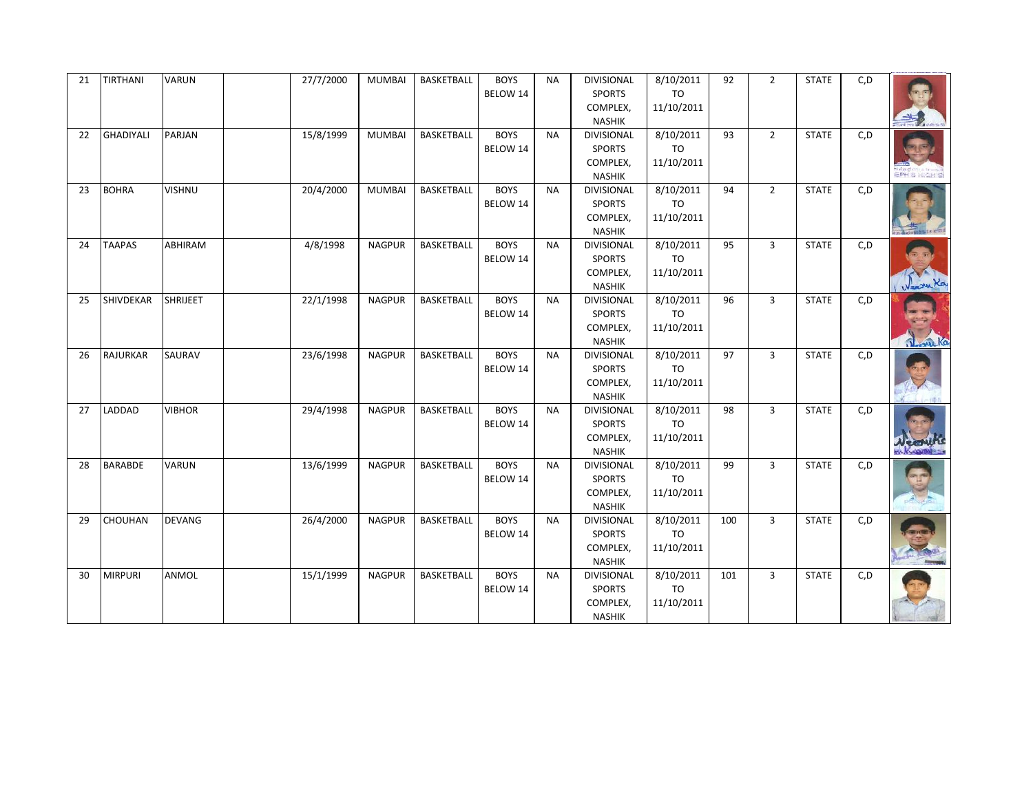| | | | | | | | | | | | | | | | |
|---|---|---|---|---|---|---|---|---|---|---|---|---|---|---|---|
| 21 | TIRTHANI | VARUN | | 27/7/2000 | MUMBAI | BASKETBALL | BOYS BELOW 14 | NA | DIVISIONAL SPORTS COMPLEX, NASHIK | 8/10/2011 TO 11/10/2011 | 92 | 2 | STATE | C,D | |
| 22 | GHADIYALI | PARJAN | | 15/8/1999 | MUMBAI | BASKETBALL | BOYS BELOW 14 | NA | DIVISIONAL SPORTS COMPLEX, NASHIK | 8/10/2011 TO 11/10/2011 | 93 | 2 | STATE | C,D | |
| 23 | BOHRA | VISHNU | | 20/4/2000 | MUMBAI | BASKETBALL | BOYS BELOW 14 | NA | DIVISIONAL SPORTS COMPLEX, NASHIK | 8/10/2011 TO 11/10/2011 | 94 | 2 | STATE | C,D | |
| 24 | TAAPAS | ABHIRAM | | 4/8/1998 | NAGPUR | BASKETBALL | BOYS BELOW 14 | NA | DIVISIONAL SPORTS COMPLEX, NASHIK | 8/10/2011 TO 11/10/2011 | 95 | 3 | STATE | C,D | |
| 25 | SHIVDEKAR | SHRIJEET | | 22/1/1998 | NAGPUR | BASKETBALL | BOYS BELOW 14 | NA | DIVISIONAL SPORTS COMPLEX, NASHIK | 8/10/2011 TO 11/10/2011 | 96 | 3 | STATE | C,D | |
| 26 | RAJURKAR | SAURAV | | 23/6/1998 | NAGPUR | BASKETBALL | BOYS BELOW 14 | NA | DIVISIONAL SPORTS COMPLEX, NASHIK | 8/10/2011 TO 11/10/2011 | 97 | 3 | STATE | C,D | |
| 27 | LADDAD | VIBHOR | | 29/4/1998 | NAGPUR | BASKETBALL | BOYS BELOW 14 | NA | DIVISIONAL SPORTS COMPLEX, NASHIK | 8/10/2011 TO 11/10/2011 | 98 | 3 | STATE | C,D | |
| 28 | BARABDE | VARUN | | 13/6/1999 | NAGPUR | BASKETBALL | BOYS BELOW 14 | NA | DIVISIONAL SPORTS COMPLEX, NASHIK | 8/10/2011 TO 11/10/2011 | 99 | 3 | STATE | C,D | |
| 29 | CHOUHAN | DEVANG | | 26/4/2000 | NAGPUR | BASKETBALL | BOYS BELOW 14 | NA | DIVISIONAL SPORTS COMPLEX, NASHIK | 8/10/2011 TO 11/10/2011 | 100 | 3 | STATE | C,D | |
| 30 | MIRPURI | ANMOL | | 15/1/1999 | NAGPUR | BASKETBALL | BOYS BELOW 14 | NA | DIVISIONAL SPORTS COMPLEX, NASHIK | 8/10/2011 TO 11/10/2011 | 101 | 3 | STATE | C,D | |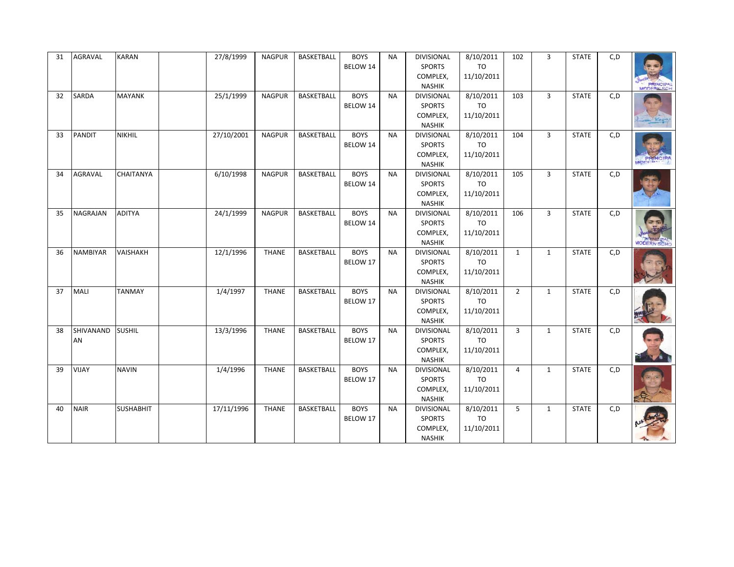| 31 | AGRAVAL | KARAN | | 27/8/1999 | NAGPUR | BASKETBALL | BOYS BELOW 14 | NA | DIVISIONAL SPORTS COMPLEX, NASHIK | 8/10/2011 TO 11/10/2011 | 102 | 3 | STATE | C,D | |
|---|---|---|---|---|---|---|---|---|---|---|---|---|---|---|---|
| 32 | SARDA | MAYANK | | 25/1/1999 | NAGPUR | BASKETBALL | BOYS BELOW 14 | NA | DIVISIONAL SPORTS COMPLEX, NASHIK | 8/10/2011 TO 11/10/2011 | 103 | 3 | STATE | C,D | |
| 33 | PANDIT | NIKHIL | | 27/10/2001 | NAGPUR | BASKETBALL | BOYS BELOW 14 | NA | DIVISIONAL SPORTS COMPLEX, NASHIK | 8/10/2011 TO 11/10/2011 | 104 | 3 | STATE | C,D | |
| 34 | AGRAVAL | CHAITANYA | | 6/10/1998 | NAGPUR | BASKETBALL | BOYS BELOW 14 | NA | DIVISIONAL SPORTS COMPLEX, NASHIK | 8/10/2011 TO 11/10/2011 | 105 | 3 | STATE | C,D | |
| 35 | NAGRAJAN | ADITYA | | 24/1/1999 | NAGPUR | BASKETBALL | BOYS BELOW 14 | NA | DIVISIONAL SPORTS COMPLEX, NASHIK | 8/10/2011 TO 11/10/2011 | 106 | 3 | STATE | C,D | |
| 36 | NAMBIYAR | VAISHAKH | | 12/1/1996 | THANE | BASKETBALL | BOYS BELOW 17 | NA | DIVISIONAL SPORTS COMPLEX, NASHIK | 8/10/2011 TO 11/10/2011 | 1 | 1 | STATE | C,D | |
| 37 | MALI | TANMAY | | 1/4/1997 | THANE | BASKETBALL | BOYS BELOW 17 | NA | DIVISIONAL SPORTS COMPLEX, NASHIK | 8/10/2011 TO 11/10/2011 | 2 | 1 | STATE | C,D | |
| 38 | SHIVANANDAN | SUSHIL | | 13/3/1996 | THANE | BASKETBALL | BOYS BELOW 17 | NA | DIVISIONAL SPORTS COMPLEX, NASHIK | 8/10/2011 TO 11/10/2011 | 3 | 1 | STATE | C,D | |
| 39 | VIJAY | NAVIN | | 1/4/1996 | THANE | BASKETBALL | BOYS BELOW 17 | NA | DIVISIONAL SPORTS COMPLEX, NASHIK | 8/10/2011 TO 11/10/2011 | 4 | 1 | STATE | C,D | |
| 40 | NAIR | SUSHABHIT | | 17/11/1996 | THANE | BASKETBALL | BOYS BELOW 17 | NA | DIVISIONAL SPORTS COMPLEX, NASHIK | 8/10/2011 TO 11/10/2011 | 5 | 1 | STATE | C,D | |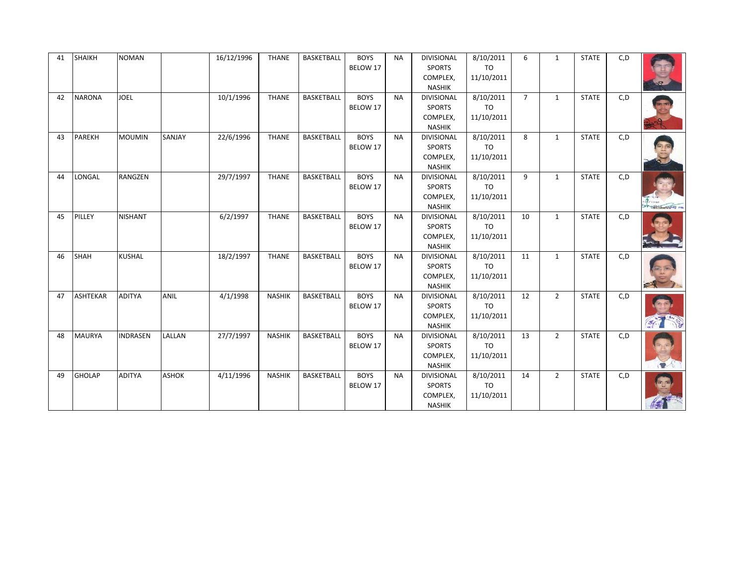| 41 | SHAIKH | NOMAN | | 16/12/1996 | THANE | BASKETBALL | BOYS BELOW 17 | NA | DIVISIONAL SPORTS COMPLEX, NASHIK | 8/10/2011 TO 11/10/2011 | 6 | 1 | STATE | C,D | |
|---|---|---|---|---|---|---|---|---|---|---|---|---|---|---|---|
| 42 | NARONA | JOEL | | 10/1/1996 | THANE | BASKETBALL | BOYS BELOW 17 | NA | DIVISIONAL SPORTS COMPLEX, NASHIK | 8/10/2011 TO 11/10/2011 | 7 | 1 | STATE | C,D | |
| 43 | PAREKH | MOUMIN | SANJAY | 22/6/1996 | THANE | BASKETBALL | BOYS BELOW 17 | NA | DIVISIONAL SPORTS COMPLEX, NASHIK | 8/10/2011 TO 11/10/2011 | 8 | 1 | STATE | C,D | |
| 44 | LONGAL | RANGZEN | | 29/7/1997 | THANE | BASKETBALL | BOYS BELOW 17 | NA | DIVISIONAL SPORTS COMPLEX, NASHIK | 8/10/2011 TO 11/10/2011 | 9 | 1 | STATE | C,D | |
| 45 | PILLEY | NISHANT | | 6/2/1997 | THANE | BASKETBALL | BOYS BELOW 17 | NA | DIVISIONAL SPORTS COMPLEX, NASHIK | 8/10/2011 TO 11/10/2011 | 10 | 1 | STATE | C,D | |
| 46 | SHAH | KUSHAL | | 18/2/1997 | THANE | BASKETBALL | BOYS BELOW 17 | NA | DIVISIONAL SPORTS COMPLEX, NASHIK | 8/10/2011 TO 11/10/2011 | 11 | 1 | STATE | C,D | |
| 47 | ASHTEKAR | ADITYA | ANIL | 4/1/1998 | NASHIK | BASKETBALL | BOYS BELOW 17 | NA | DIVISIONAL SPORTS COMPLEX, NASHIK | 8/10/2011 TO 11/10/2011 | 12 | 2 | STATE | C,D | |
| 48 | MAURYA | INDRASEN | LALLAN | 27/7/1997 | NASHIK | BASKETBALL | BOYS BELOW 17 | NA | DIVISIONAL SPORTS COMPLEX, NASHIK | 8/10/2011 TO 11/10/2011 | 13 | 2 | STATE | C,D | |
| 49 | GHOLAP | ADITYA | ASHOK | 4/11/1996 | NASHIK | BASKETBALL | BOYS BELOW 17 | NA | DIVISIONAL SPORTS COMPLEX, NASHIK | 8/10/2011 TO 11/10/2011 | 14 | 2 | STATE | C,D | |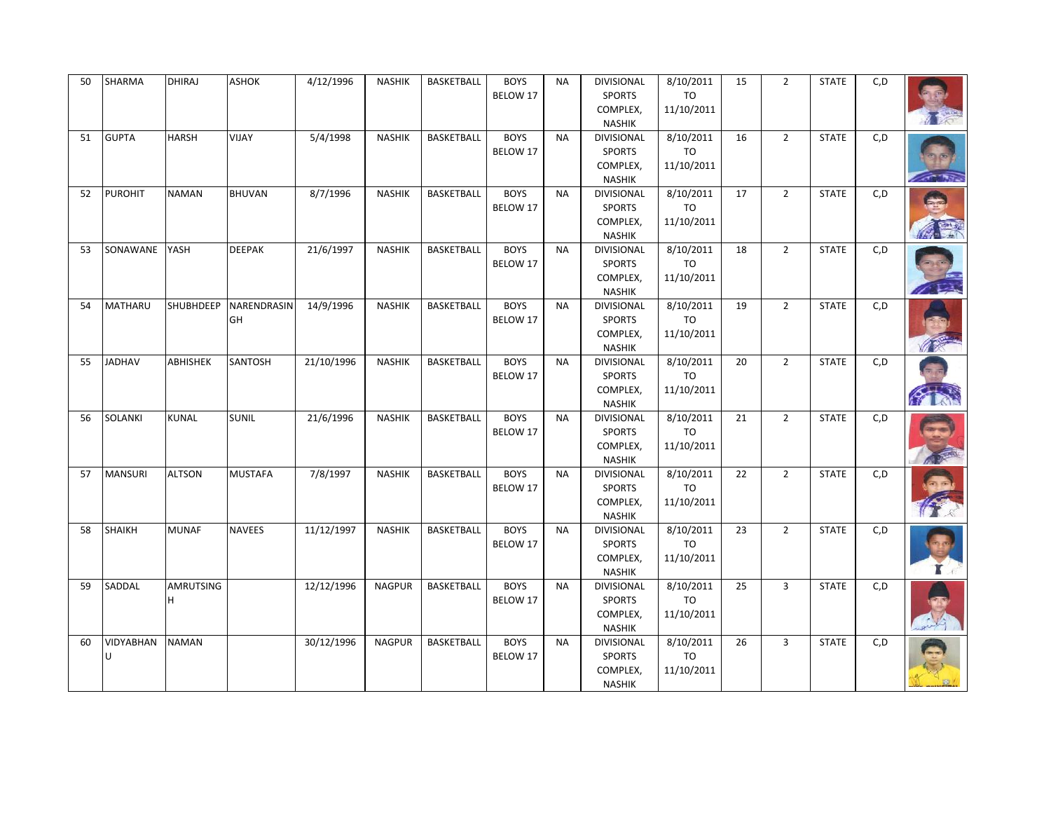| 50 | SHARMA | DHIRAJ | ASHOK | 4/12/1996 | NASHIK | BASKETBALL | BOYS BELOW 17 | NA | DIVISIONAL SPORTS COMPLEX, NASHIK | 8/10/2011 TO 11/10/2011 | 15 | 2 | STATE | C,D | |
|---|---|---|---|---|---|---|---|---|---|---|---|---|---|---|---|
| 51 | GUPTA | HARSH | VIJAY | 5/4/1998 | NASHIK | BASKETBALL | BOYS BELOW 17 | NA | DIVISIONAL SPORTS COMPLEX, NASHIK | 8/10/2011 TO 11/10/2011 | 16 | 2 | STATE | C,D | |
| 52 | PUROHIT | NAMAN | BHUVAN | 8/7/1996 | NASHIK | BASKETBALL | BOYS BELOW 17 | NA | DIVISIONAL SPORTS COMPLEX, NASHIK | 8/10/2011 TO 11/10/2011 | 17 | 2 | STATE | C,D | |
| 53 | SONAWANE | YASH | DEEPAK | 21/6/1997 | NASHIK | BASKETBALL | BOYS BELOW 17 | NA | DIVISIONAL SPORTS COMPLEX, NASHIK | 8/10/2011 TO 11/10/2011 | 18 | 2 | STATE | C,D | |
| 54 | MATHARU | SHUBHDEEP | NARENDRASINGH | 14/9/1996 | NASHIK | BASKETBALL | BOYS BELOW 17 | NA | DIVISIONAL SPORTS COMPLEX, NASHIK | 8/10/2011 TO 11/10/2011 | 19 | 2 | STATE | C,D | |
| 55 | JADHAV | ABHISHEK | SANTOSH | 21/10/1996 | NASHIK | BASKETBALL | BOYS BELOW 17 | NA | DIVISIONAL SPORTS COMPLEX, NASHIK | 8/10/2011 TO 11/10/2011 | 20 | 2 | STATE | C,D | |
| 56 | SOLANKI | KUNAL | SUNIL | 21/6/1996 | NASHIK | BASKETBALL | BOYS BELOW 17 | NA | DIVISIONAL SPORTS COMPLEX, NASHIK | 8/10/2011 TO 11/10/2011 | 21 | 2 | STATE | C,D | |
| 57 | MANSURI | ALTSON | MUSTAFA | 7/8/1997 | NASHIK | BASKETBALL | BOYS BELOW 17 | NA | DIVISIONAL SPORTS COMPLEX, NASHIK | 8/10/2011 TO 11/10/2011 | 22 | 2 | STATE | C,D | |
| 58 | SHAIKH | MUNAF | NAVEES | 11/12/1997 | NASHIK | BASKETBALL | BOYS BELOW 17 | NA | DIVISIONAL SPORTS COMPLEX, NASHIK | 8/10/2011 TO 11/10/2011 | 23 | 2 | STATE | C,D | |
| 59 | SADDAL | AMRUTSINGH | | 12/12/1996 | NAGPUR | BASKETBALL | BOYS BELOW 17 | NA | DIVISIONAL SPORTS COMPLEX, NASHIK | 8/10/2011 TO 11/10/2011 | 25 | 3 | STATE | C,D | |
| 60 | VIDYABHANU | NAMAN | | 30/12/1996 | NAGPUR | BASKETBALL | BOYS BELOW 17 | NA | DIVISIONAL SPORTS COMPLEX, NASHIK | 8/10/2011 TO 11/10/2011 | 26 | 3 | STATE | C,D | |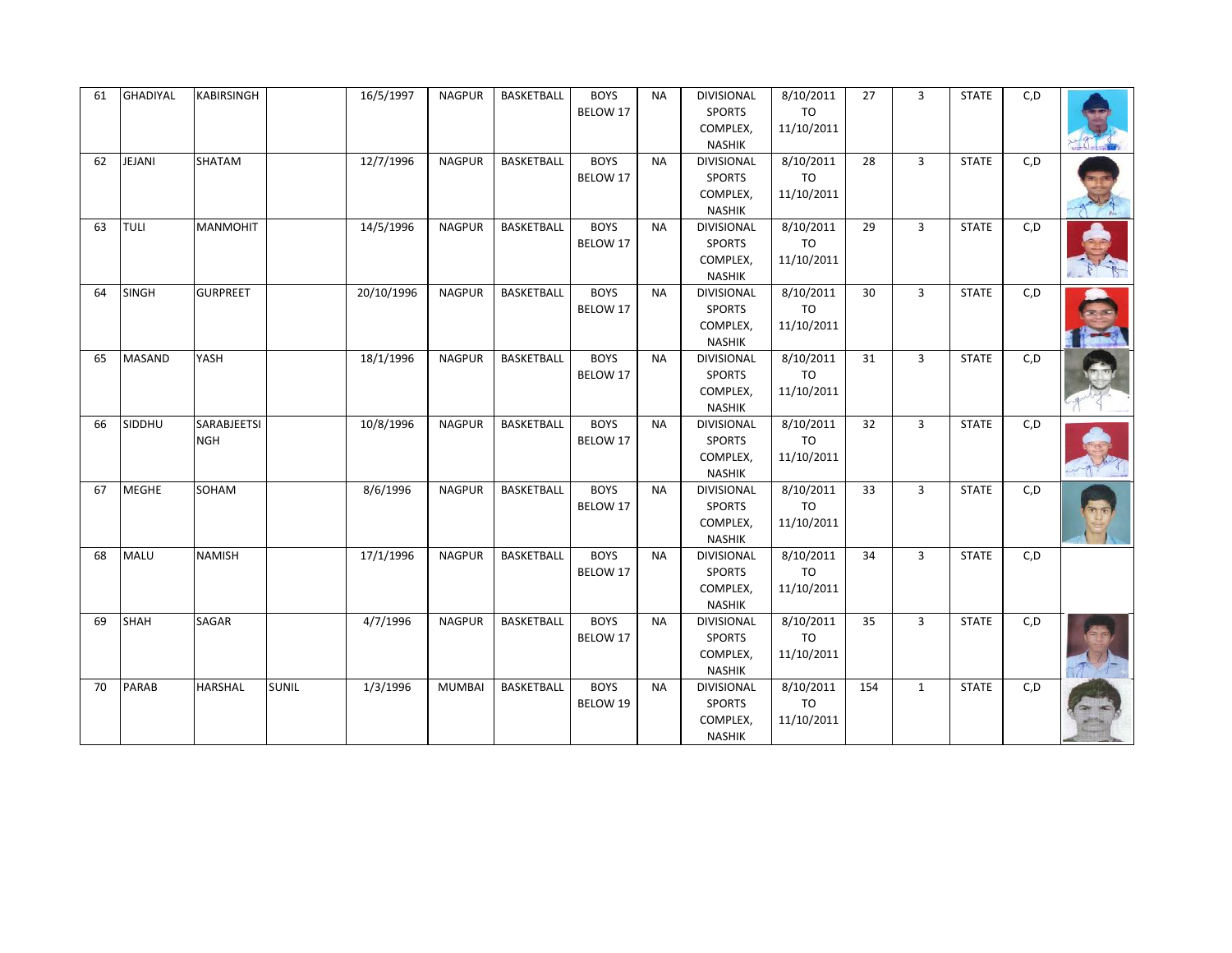| 61 | GHADIYAL | KABIRSINGH | | 16/5/1997 | NAGPUR | BASKETBALL | BOYS BELOW 17 | NA | DIVISIONAL SPORTS COMPLEX, NASHIK | 8/10/2011 TO 11/10/2011 | 27 | 3 | STATE | C,D | |
|---|---|---|---|---|---|---|---|---|---|---|---|---|---|---|---|
| 62 | JEJANI | SHATAM | | 12/7/1996 | NAGPUR | BASKETBALL | BOYS BELOW 17 | NA | DIVISIONAL SPORTS COMPLEX, NASHIK | 8/10/2011 TO 11/10/2011 | 28 | 3 | STATE | C,D | |
| 63 | TULI | MANMOHIT | | 14/5/1996 | NAGPUR | BASKETBALL | BOYS BELOW 17 | NA | DIVISIONAL SPORTS COMPLEX, NASHIK | 8/10/2011 TO 11/10/2011 | 29 | 3 | STATE | C,D | |
| 64 | SINGH | GURPREET | | 20/10/1996 | NAGPUR | BASKETBALL | BOYS BELOW 17 | NA | DIVISIONAL SPORTS COMPLEX, NASHIK | 8/10/2011 TO 11/10/2011 | 30 | 3 | STATE | C,D | |
| 65 | MASAND | YASH | | 18/1/1996 | NAGPUR | BASKETBALL | BOYS BELOW 17 | NA | DIVISIONAL SPORTS COMPLEX, NASHIK | 8/10/2011 TO 11/10/2011 | 31 | 3 | STATE | C,D | |
| 66 | SIDDHU | SARABJEETSINGH | | 10/8/1996 | NAGPUR | BASKETBALL | BOYS BELOW 17 | NA | DIVISIONAL SPORTS COMPLEX, NASHIK | 8/10/2011 TO 11/10/2011 | 32 | 3 | STATE | C,D | |
| 67 | MEGHE | SOHAM | | 8/6/1996 | NAGPUR | BASKETBALL | BOYS BELOW 17 | NA | DIVISIONAL SPORTS COMPLEX, NASHIK | 8/10/2011 TO 11/10/2011 | 33 | 3 | STATE | C,D | |
| 68 | MALU | NAMISH | | 17/1/1996 | NAGPUR | BASKETBALL | BOYS BELOW 17 | NA | DIVISIONAL SPORTS COMPLEX, NASHIK | 8/10/2011 TO 11/10/2011 | 34 | 3 | STATE | C,D | |
| 69 | SHAH | SAGAR | | 4/7/1996 | NAGPUR | BASKETBALL | BOYS BELOW 17 | NA | DIVISIONAL SPORTS COMPLEX, NASHIK | 8/10/2011 TO 11/10/2011 | 35 | 3 | STATE | C,D | |
| 70 | PARAB | HARSHAL | SUNIL | 1/3/1996 | MUMBAI | BASKETBALL | BOYS BELOW 19 | NA | DIVISIONAL SPORTS COMPLEX, NASHIK | 8/10/2011 TO 11/10/2011 | 154 | 1 | STATE | C,D | |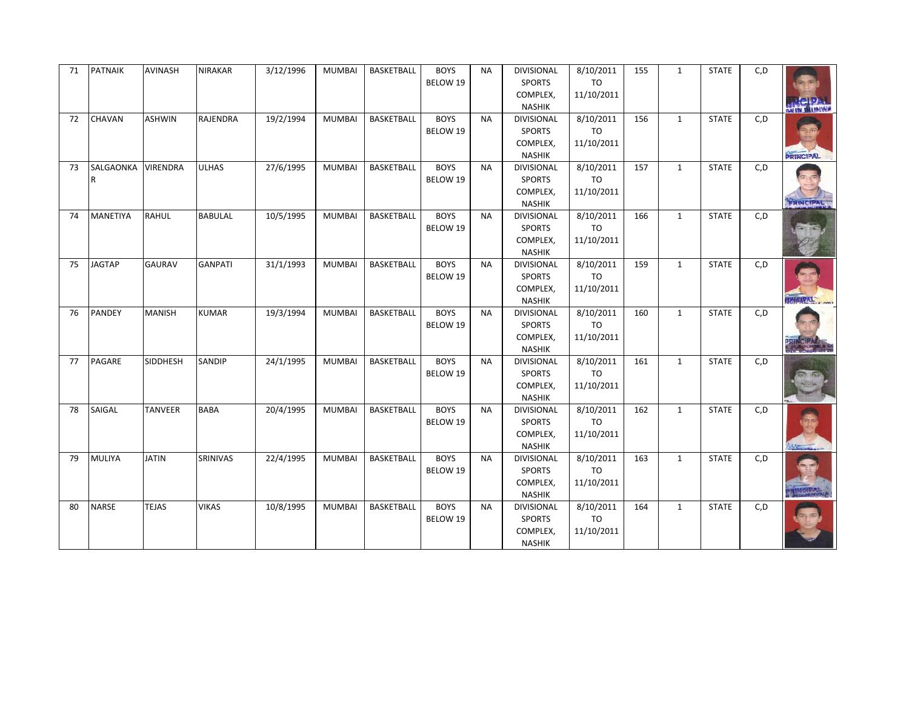| | | | | | | | | | | | | | | | |
|---|---|---|---|---|---|---|---|---|---|---|---|---|---|---|---|
| 71 | PATNAIK | AVINASH | NIRAKAR | 3/12/1996 | MUMBAI | BASKETBALL | BOYS BELOW 19 | NA | DIVISIONAL SPORTS COMPLEX, NASHIK | 8/10/2011 TO 11/10/2011 | 155 | 1 | STATE | C,D | |
| 72 | CHAVAN | ASHWIN | RAJENDRA | 19/2/1994 | MUMBAI | BASKETBALL | BOYS BELOW 19 | NA | DIVISIONAL SPORTS COMPLEX, NASHIK | 8/10/2011 TO 11/10/2011 | 156 | 1 | STATE | C,D | |
| 73 | SALGAONKAR | VIRENDRA | ULHAS | 27/6/1995 | MUMBAI | BASKETBALL | BOYS BELOW 19 | NA | DIVISIONAL SPORTS COMPLEX, NASHIK | 8/10/2011 TO 11/10/2011 | 157 | 1 | STATE | C,D | |
| 74 | MANETIYA | RAHUL | BABULAL | 10/5/1995 | MUMBAI | BASKETBALL | BOYS BELOW 19 | NA | DIVISIONAL SPORTS COMPLEX, NASHIK | 8/10/2011 TO 11/10/2011 | 166 | 1 | STATE | C,D | |
| 75 | JAGTAP | GAURAV | GANPATI | 31/1/1993 | MUMBAI | BASKETBALL | BOYS BELOW 19 | NA | DIVISIONAL SPORTS COMPLEX, NASHIK | 8/10/2011 TO 11/10/2011 | 159 | 1 | STATE | C,D | |
| 76 | PANDEY | MANISH | KUMAR | 19/3/1994 | MUMBAI | BASKETBALL | BOYS BELOW 19 | NA | DIVISIONAL SPORTS COMPLEX, NASHIK | 8/10/2011 TO 11/10/2011 | 160 | 1 | STATE | C,D | |
| 77 | PAGARE | SIDDHESH | SANDIP | 24/1/1995 | MUMBAI | BASKETBALL | BOYS BELOW 19 | NA | DIVISIONAL SPORTS COMPLEX, NASHIK | 8/10/2011 TO 11/10/2011 | 161 | 1 | STATE | C,D | |
| 78 | SAIGAL | TANVEER | BABA | 20/4/1995 | MUMBAI | BASKETBALL | BOYS BELOW 19 | NA | DIVISIONAL SPORTS COMPLEX, NASHIK | 8/10/2011 TO 11/10/2011 | 162 | 1 | STATE | C,D | |
| 79 | MULIYA | JATIN | SRINIVAS | 22/4/1995 | MUMBAI | BASKETBALL | BOYS BELOW 19 | NA | DIVISIONAL SPORTS COMPLEX, NASHIK | 8/10/2011 TO 11/10/2011 | 163 | 1 | STATE | C,D | |
| 80 | NARSE | TEJAS | VIKAS | 10/8/1995 | MUMBAI | BASKETBALL | BOYS BELOW 19 | NA | DIVISIONAL SPORTS COMPLEX, NASHIK | 8/10/2011 TO 11/10/2011 | 164 | 1 | STATE | C,D | |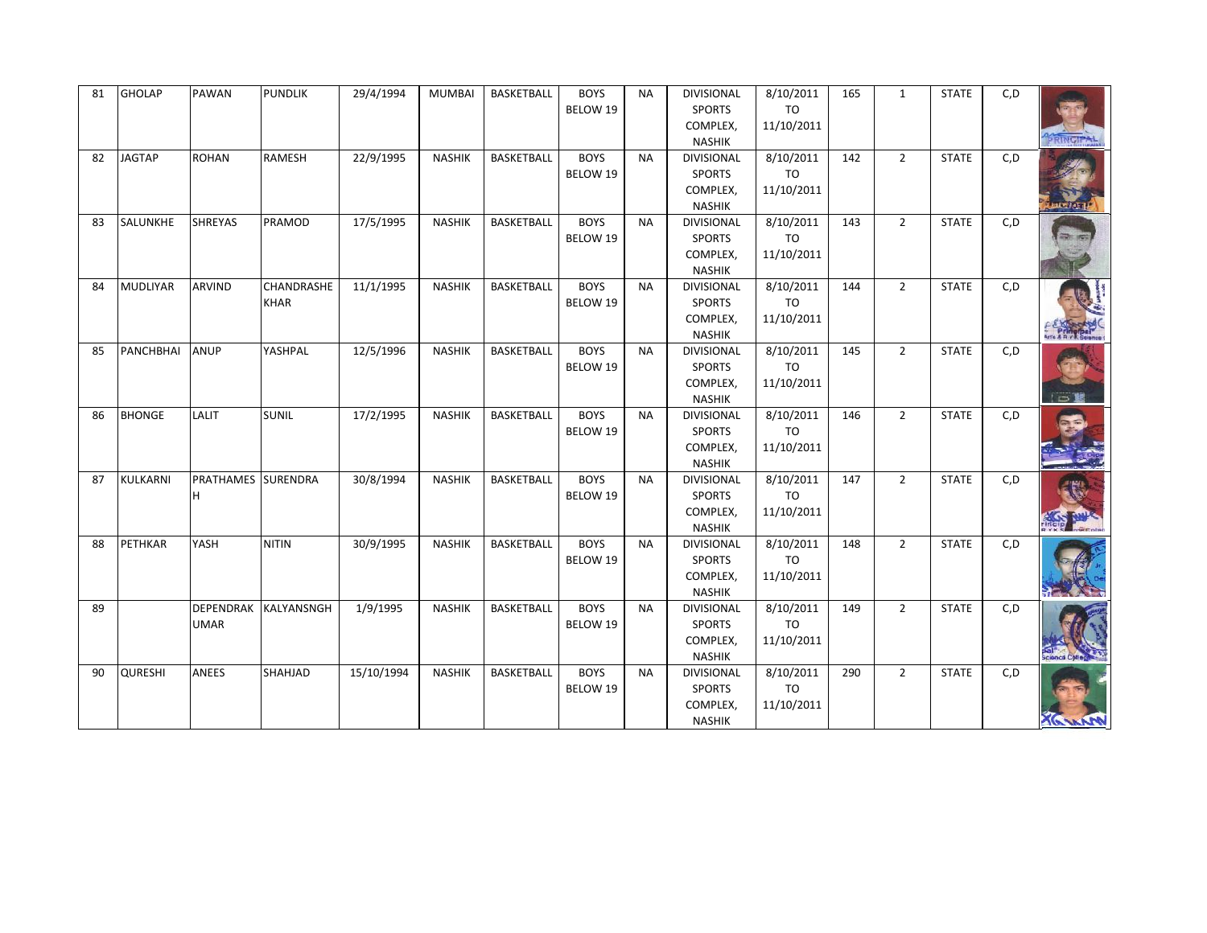| 81 | GHOLAP | PAWAN | PUNDLIK | 29/4/1994 | MUMBAI | BASKETBALL | BOYS BELOW 19 | NA | DIVISIONAL SPORTS COMPLEX, NASHIK | 8/10/2011 TO 11/10/2011 | 165 | 1 | STATE | C,D | |
|---|---|---|---|---|---|---|---|---|---|---|---|---|---|---|---|
| 82 | JAGTAP | ROHAN | RAMESH | 22/9/1995 | NASHIK | BASKETBALL | BOYS BELOW 19 | NA | DIVISIONAL SPORTS COMPLEX, NASHIK | 8/10/2011 TO 11/10/2011 | 142 | 2 | STATE | C,D | |
| 83 | SALUNKHE | SHREYAS | PRAMOD | 17/5/1995 | NASHIK | BASKETBALL | BOYS BELOW 19 | NA | DIVISIONAL SPORTS COMPLEX, NASHIK | 8/10/2011 TO 11/10/2011 | 143 | 2 | STATE | C,D | |
| 84 | MUDLIYAR | ARVIND | CHANDRASHEKHAR | 11/1/1995 | NASHIK | BASKETBALL | BOYS BELOW 19 | NA | DIVISIONAL SPORTS COMPLEX, NASHIK | 8/10/2011 TO 11/10/2011 | 144 | 2 | STATE | C,D | |
| 85 | PANCHBHAI | ANUP | YASHPAL | 12/5/1996 | NASHIK | BASKETBALL | BOYS BELOW 19 | NA | DIVISIONAL SPORTS COMPLEX, NASHIK | 8/10/2011 TO 11/10/2011 | 145 | 2 | STATE | C,D | |
| 86 | BHONGE | LALIT | SUNIL | 17/2/1995 | NASHIK | BASKETBALL | BOYS BELOW 19 | NA | DIVISIONAL SPORTS COMPLEX, NASHIK | 8/10/2011 TO 11/10/2011 | 146 | 2 | STATE | C,D | |
| 87 | KULKARNI | PRATHAMESH | SURENDRA | 30/8/1994 | NASHIK | BASKETBALL | BOYS BELOW 19 | NA | DIVISIONAL SPORTS COMPLEX, NASHIK | 8/10/2011 TO 11/10/2011 | 147 | 2 | STATE | C,D | |
| 88 | PETHKAR | YASH | NITIN | 30/9/1995 | NASHIK | BASKETBALL | BOYS BELOW 19 | NA | DIVISIONAL SPORTS COMPLEX, NASHIK | 8/10/2011 TO 11/10/2011 | 148 | 2 | STATE | C,D | |
| 89 | | DEPENDRAKUMAR | KALYANSNGH | 1/9/1995 | NASHIK | BASKETBALL | BOYS BELOW 19 | NA | DIVISIONAL SPORTS COMPLEX, NASHIK | 8/10/2011 TO 11/10/2011 | 149 | 2 | STATE | C,D | |
| 90 | QURESHI | ANEES | SHAHJAD | 15/10/1994 | NASHIK | BASKETBALL | BOYS BELOW 19 | NA | DIVISIONAL SPORTS COMPLEX, NASHIK | 8/10/2011 TO 11/10/2011 | 290 | 2 | STATE | C,D | |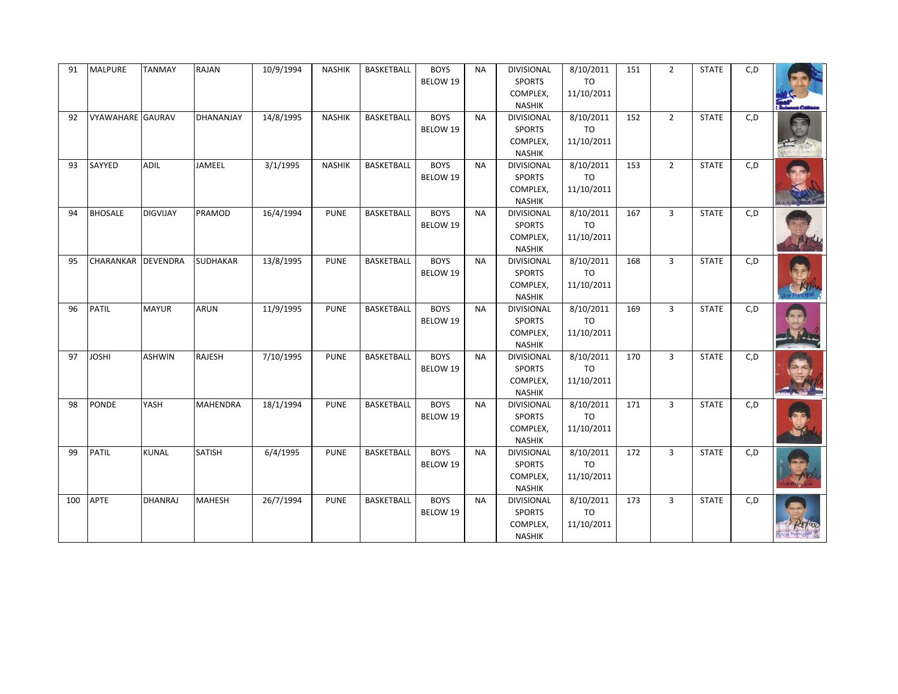| 91 | MALPURE | TANMAY | RAJAN | 10/9/1994 | NASHIK | BASKETBALL | BOYS BELOW 19 | NA | DIVISIONAL SPORTS COMPLEX, NASHIK | 8/10/2011 TO 11/10/2011 | 151 | 2 | STATE | C,D | |
|---|---|---|---|---|---|---|---|---|---|---|---|---|---|---|---|
| 92 | VYAWAHARE | GAURAV | DHANANJAY | 14/8/1995 | NASHIK | BASKETBALL | BOYS BELOW 19 | NA | DIVISIONAL SPORTS COMPLEX, NASHIK | 8/10/2011 TO 11/10/2011 | 152 | 2 | STATE | C,D | |
| 93 | SAYYED | ADIL | JAMEEL | 3/1/1995 | NASHIK | BASKETBALL | BOYS BELOW 19 | NA | DIVISIONAL SPORTS COMPLEX, NASHIK | 8/10/2011 TO 11/10/2011 | 153 | 2 | STATE | C,D | |
| 94 | BHOSALE | DIGVIJAY | PRAMOD | 16/4/1994 | PUNE | BASKETBALL | BOYS BELOW 19 | NA | DIVISIONAL SPORTS COMPLEX, NASHIK | 8/10/2011 TO 11/10/2011 | 167 | 3 | STATE | C,D | |
| 95 | CHARANKAR | DEVENDRA | SUDHAKAR | 13/8/1995 | PUNE | BASKETBALL | BOYS BELOW 19 | NA | DIVISIONAL SPORTS COMPLEX, NASHIK | 8/10/2011 TO 11/10/2011 | 168 | 3 | STATE | C,D | |
| 96 | PATIL | MAYUR | ARUN | 11/9/1995 | PUNE | BASKETBALL | BOYS BELOW 19 | NA | DIVISIONAL SPORTS COMPLEX, NASHIK | 8/10/2011 TO 11/10/2011 | 169 | 3 | STATE | C,D | |
| 97 | JOSHI | ASHWIN | RAJESH | 7/10/1995 | PUNE | BASKETBALL | BOYS BELOW 19 | NA | DIVISIONAL SPORTS COMPLEX, NASHIK | 8/10/2011 TO 11/10/2011 | 170 | 3 | STATE | C,D | |
| 98 | PONDE | YASH | MAHENDRA | 18/1/1994 | PUNE | BASKETBALL | BOYS BELOW 19 | NA | DIVISIONAL SPORTS COMPLEX, NASHIK | 8/10/2011 TO 11/10/2011 | 171 | 3 | STATE | C,D | |
| 99 | PATIL | KUNAL | SATISH | 6/4/1995 | PUNE | BASKETBALL | BOYS BELOW 19 | NA | DIVISIONAL SPORTS COMPLEX, NASHIK | 8/10/2011 TO 11/10/2011 | 172 | 3 | STATE | C,D | |
| 100 | APTE | DHANRAJ | MAHESH | 26/7/1994 | PUNE | BASKETBALL | BOYS BELOW 19 | NA | DIVISIONAL SPORTS COMPLEX, NASHIK | 8/10/2011 TO 11/10/2011 | 173 | 3 | STATE | C,D | |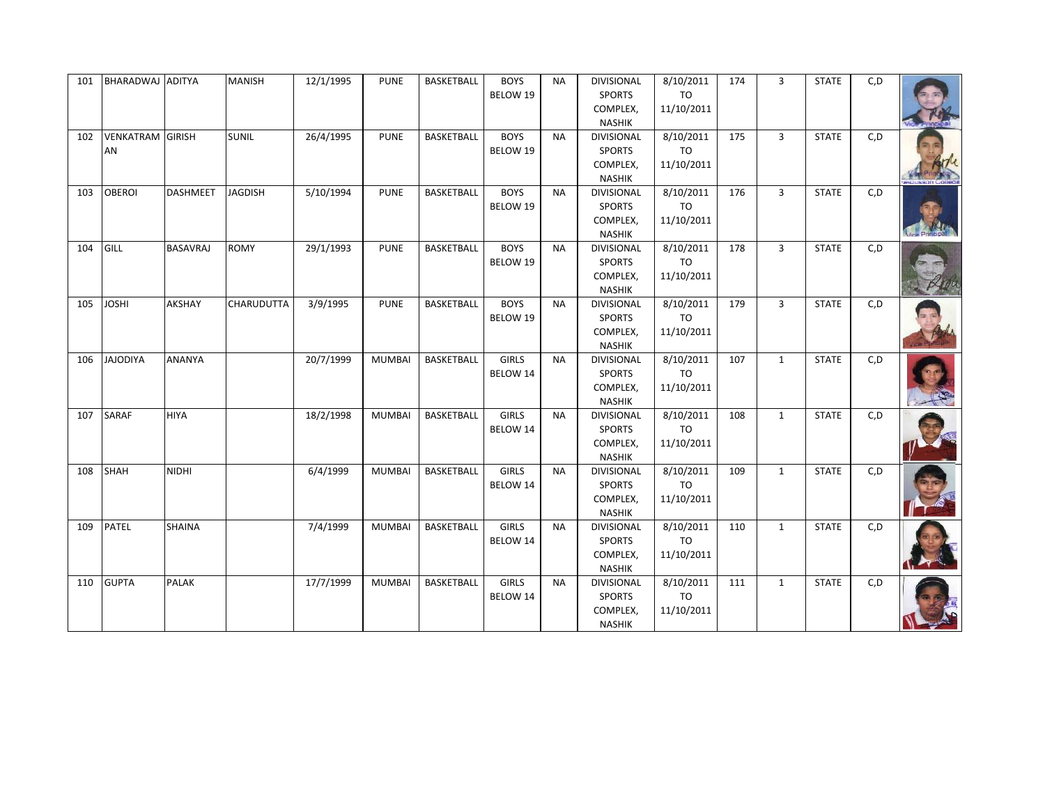| | | | | | | | | | | | | | | | |
|---|---|---|---|---|---|---|---|---|---|---|---|---|---|---|---|
| 101 | BHARADWAJ | ADITYA | MANISH | 12/1/1995 | PUNE | BASKETBALL | BOYS BELOW 19 | NA | DIVISIONAL SPORTS COMPLEX, NASHIK | 8/10/2011 TO 11/10/2011 | 174 | 3 | STATE | C,D | |
| 102 | VENKATRAMAN | GIRISH | SUNIL | 26/4/1995 | PUNE | BASKETBALL | BOYS BELOW 19 | NA | DIVISIONAL SPORTS COMPLEX, NASHIK | 8/10/2011 TO 11/10/2011 | 175 | 3 | STATE | C,D | |
| 103 | OBEROI | DASHMEET | JAGDISH | 5/10/1994 | PUNE | BASKETBALL | BOYS BELOW 19 | NA | DIVISIONAL SPORTS COMPLEX, NASHIK | 8/10/2011 TO 11/10/2011 | 176 | 3 | STATE | C,D | |
| 104 | GILL | BASAVRAJ | ROMY | 29/1/1993 | PUNE | BASKETBALL | BOYS BELOW 19 | NA | DIVISIONAL SPORTS COMPLEX, NASHIK | 8/10/2011 TO 11/10/2011 | 178 | 3 | STATE | C,D | |
| 105 | JOSHI | AKSHAY | CHARUDUTTA | 3/9/1995 | PUNE | BASKETBALL | BOYS BELOW 19 | NA | DIVISIONAL SPORTS COMPLEX, NASHIK | 8/10/2011 TO 11/10/2011 | 179 | 3 | STATE | C,D | |
| 106 | JAJODIYA | ANANYA | | 20/7/1999 | MUMBAI | BASKETBALL | GIRLS BELOW 14 | NA | DIVISIONAL SPORTS COMPLEX, NASHIK | 8/10/2011 TO 11/10/2011 | 107 | 1 | STATE | C,D | |
| 107 | SARAF | HIYA | | 18/2/1998 | MUMBAI | BASKETBALL | GIRLS BELOW 14 | NA | DIVISIONAL SPORTS COMPLEX, NASHIK | 8/10/2011 TO 11/10/2011 | 108 | 1 | STATE | C,D | |
| 108 | SHAH | NIDHI | | 6/4/1999 | MUMBAI | BASKETBALL | GIRLS BELOW 14 | NA | DIVISIONAL SPORTS COMPLEX, NASHIK | 8/10/2011 TO 11/10/2011 | 109 | 1 | STATE | C,D | |
| 109 | PATEL | SHAINA | | 7/4/1999 | MUMBAI | BASKETBALL | GIRLS BELOW 14 | NA | DIVISIONAL SPORTS COMPLEX, NASHIK | 8/10/2011 TO 11/10/2011 | 110 | 1 | STATE | C,D | |
| 110 | GUPTA | PALAK | | 17/7/1999 | MUMBAI | BASKETBALL | GIRLS BELOW 14 | NA | DIVISIONAL SPORTS COMPLEX, NASHIK | 8/10/2011 TO 11/10/2011 | 111 | 1 | STATE | C,D | |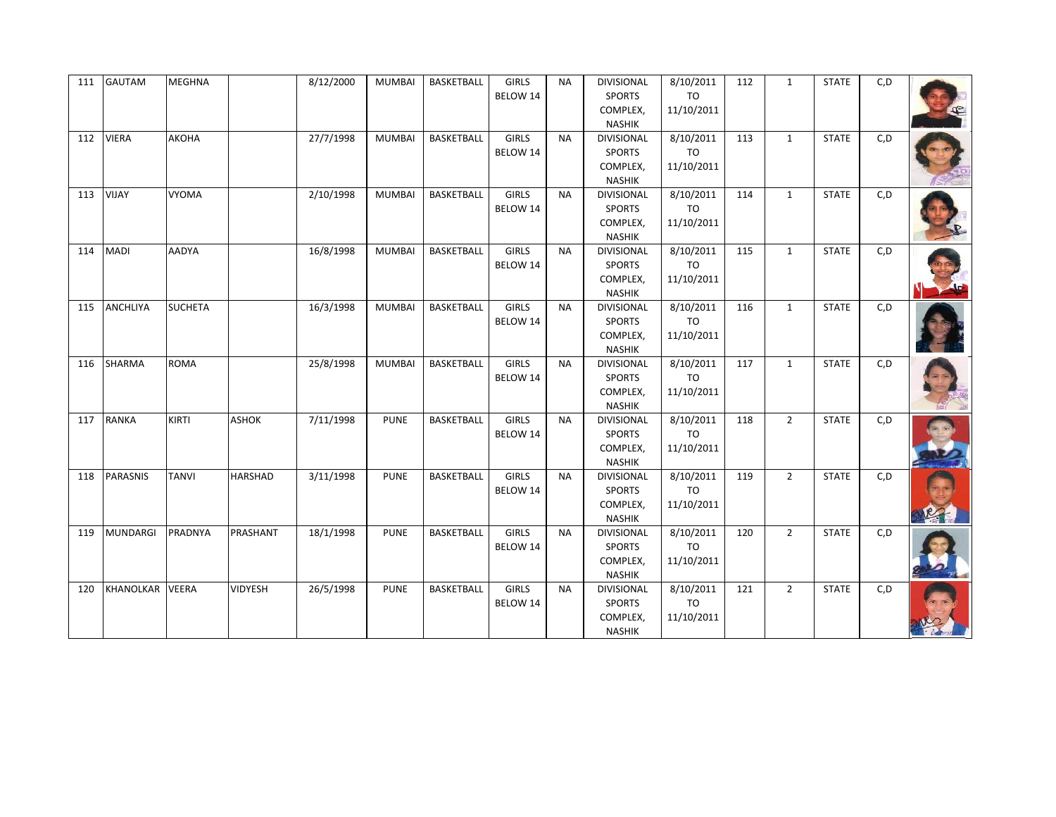| 111 | GAUTAM | MEGHNA | | 8/12/2000 | MUMBAI | BASKETBALL | GIRLS BELOW 14 | NA | DIVISIONAL SPORTS COMPLEX, NASHIK | 8/10/2011 TO 11/10/2011 | 112 | 1 | STATE | C,D | |
|---|---|---|---|---|---|---|---|---|---|---|---|---|---|---|---|
| 112 | VIERA | AKOHA | | 27/7/1998 | MUMBAI | BASKETBALL | GIRLS BELOW 14 | NA | DIVISIONAL SPORTS COMPLEX, NASHIK | 8/10/2011 TO 11/10/2011 | 113 | 1 | STATE | C,D | |
| 113 | VIJAY | VYOMA | | 2/10/1998 | MUMBAI | BASKETBALL | GIRLS BELOW 14 | NA | DIVISIONAL SPORTS COMPLEX, NASHIK | 8/10/2011 TO 11/10/2011 | 114 | 1 | STATE | C,D | |
| 114 | MADI | AADYA | | 16/8/1998 | MUMBAI | BASKETBALL | GIRLS BELOW 14 | NA | DIVISIONAL SPORTS COMPLEX, NASHIK | 8/10/2011 TO 11/10/2011 | 115 | 1 | STATE | C,D | |
| 115 | ANCHLIYA | SUCHETA | | 16/3/1998 | MUMBAI | BASKETBALL | GIRLS BELOW 14 | NA | DIVISIONAL SPORTS COMPLEX, NASHIK | 8/10/2011 TO 11/10/2011 | 116 | 1 | STATE | C,D | |
| 116 | SHARMA | ROMA | | 25/8/1998 | MUMBAI | BASKETBALL | GIRLS BELOW 14 | NA | DIVISIONAL SPORTS COMPLEX, NASHIK | 8/10/2011 TO 11/10/2011 | 117 | 1 | STATE | C,D | |
| 117 | RANKA | KIRTI | ASHOK | 7/11/1998 | PUNE | BASKETBALL | GIRLS BELOW 14 | NA | DIVISIONAL SPORTS COMPLEX, NASHIK | 8/10/2011 TO 11/10/2011 | 118 | 2 | STATE | C,D | |
| 118 | PARASNIS | TANVI | HARSHAD | 3/11/1998 | PUNE | BASKETBALL | GIRLS BELOW 14 | NA | DIVISIONAL SPORTS COMPLEX, NASHIK | 8/10/2011 TO 11/10/2011 | 119 | 2 | STATE | C,D | |
| 119 | MUNDARGI | PRADNYA | PRASHANT | 18/1/1998 | PUNE | BASKETBALL | GIRLS BELOW 14 | NA | DIVISIONAL SPORTS COMPLEX, NASHIK | 8/10/2011 TO 11/10/2011 | 120 | 2 | STATE | C,D | |
| 120 | KHANOLKAR | VEERA | VIDYESH | 26/5/1998 | PUNE | BASKETBALL | GIRLS BELOW 14 | NA | DIVISIONAL SPORTS COMPLEX, NASHIK | 8/10/2011 TO 11/10/2011 | 121 | 2 | STATE | C,D | |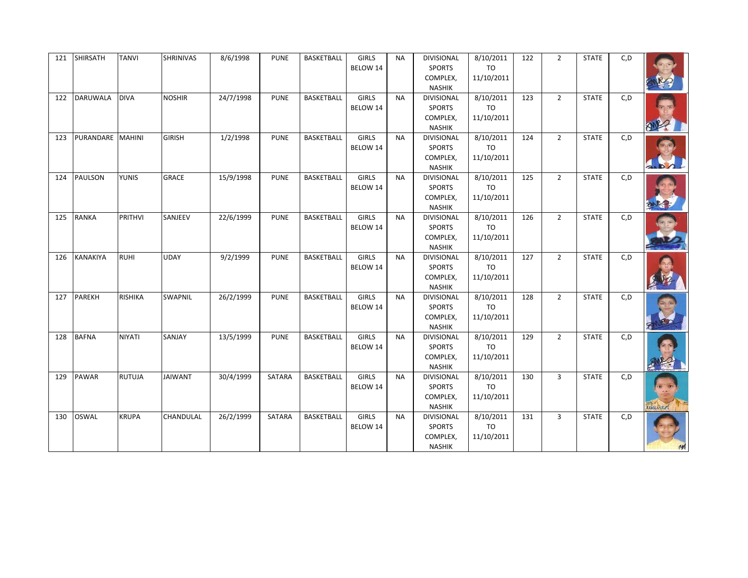| 121 | SHIRSATH | TANVI | SHRINIVAS | 8/6/1998 | PUNE | BASKETBALL | GIRLS BELOW 14 | NA | DIVISIONAL SPORTS COMPLEX, NASHIK | 8/10/2011 TO 11/10/2011 | 122 | 2 | STATE | C,D | |
|---|---|---|---|---|---|---|---|---|---|---|---|---|---|---|---|
| 122 | DARUWALA | DIVA | NOSHIR | 24/7/1998 | PUNE | BASKETBALL | GIRLS BELOW 14 | NA | DIVISIONAL SPORTS COMPLEX, NASHIK | 8/10/2011 TO 11/10/2011 | 123 | 2 | STATE | C,D | |
| 123 | PURANDARE | MAHINI | GIRISH | 1/2/1998 | PUNE | BASKETBALL | GIRLS BELOW 14 | NA | DIVISIONAL SPORTS COMPLEX, NASHIK | 8/10/2011 TO 11/10/2011 | 124 | 2 | STATE | C,D | |
| 124 | PAULSON | YUNIS | GRACE | 15/9/1998 | PUNE | BASKETBALL | GIRLS BELOW 14 | NA | DIVISIONAL SPORTS COMPLEX, NASHIK | 8/10/2011 TO 11/10/2011 | 125 | 2 | STATE | C,D | |
| 125 | RANKA | PRITHVI | SANJEEV | 22/6/1999 | PUNE | BASKETBALL | GIRLS BELOW 14 | NA | DIVISIONAL SPORTS COMPLEX, NASHIK | 8/10/2011 TO 11/10/2011 | 126 | 2 | STATE | C,D | |
| 126 | KANAKIYA | RUHI | UDAY | 9/2/1999 | PUNE | BASKETBALL | GIRLS BELOW 14 | NA | DIVISIONAL SPORTS COMPLEX, NASHIK | 8/10/2011 TO 11/10/2011 | 127 | 2 | STATE | C,D | |
| 127 | PAREKH | RISHIKA | SWAPNIL | 26/2/1999 | PUNE | BASKETBALL | GIRLS BELOW 14 | NA | DIVISIONAL SPORTS COMPLEX, NASHIK | 8/10/2011 TO 11/10/2011 | 128 | 2 | STATE | C,D | |
| 128 | BAFNA | NIYATI | SANJAY | 13/5/1999 | PUNE | BASKETBALL | GIRLS BELOW 14 | NA | DIVISIONAL SPORTS COMPLEX, NASHIK | 8/10/2011 TO 11/10/2011 | 129 | 2 | STATE | C,D | |
| 129 | PAWAR | RUTUJA | JAIWANT | 30/4/1999 | SATARA | BASKETBALL | GIRLS BELOW 14 | NA | DIVISIONAL SPORTS COMPLEX, NASHIK | 8/10/2011 TO 11/10/2011 | 130 | 3 | STATE | C,D | |
| 130 | OSWAL | KRUPA | CHANDULAL | 26/2/1999 | SATARA | BASKETBALL | GIRLS BELOW 14 | NA | DIVISIONAL SPORTS COMPLEX, NASHIK | 8/10/2011 TO 11/10/2011 | 131 | 3 | STATE | C,D | |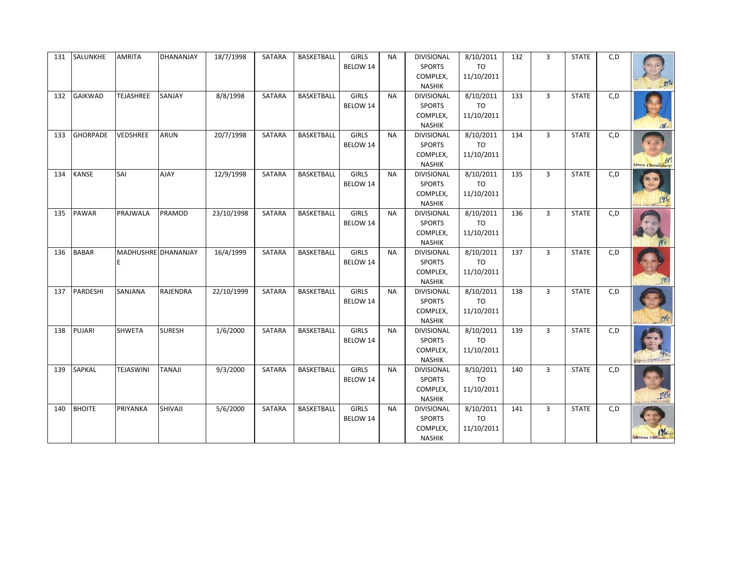| 131 | SALUNKHE | AMRITA | DHANANJAY | 18/7/1998 | SATARA | BASKETBALL | GIRLS BELOW 14 | NA | DIVISIONAL SPORTS COMPLEX, NASHIK | 8/10/2011 TO 11/10/2011 | 132 | 3 | STATE | C,D | |
|---|---|---|---|---|---|---|---|---|---|---|---|---|---|---|---|
| 132 | GAIKWAD | TEJASHREE | SANJAY | 8/8/1998 | SATARA | BASKETBALL | GIRLS BELOW 14 | NA | DIVISIONAL SPORTS COMPLEX, NASHIK | 8/10/2011 TO 11/10/2011 | 133 | 3 | STATE | C,D | |
| 133 | GHORPADE | VEDSHREE | ARUN | 20/7/1998 | SATARA | BASKETBALL | GIRLS BELOW 14 | NA | DIVISIONAL SPORTS COMPLEX, NASHIK | 8/10/2011 TO 11/10/2011 | 134 | 3 | STATE | C,D | |
| 134 | KANSE | SAI | AJAY | 12/9/1998 | SATARA | BASKETBALL | GIRLS BELOW 14 | NA | DIVISIONAL SPORTS COMPLEX, NASHIK | 8/10/2011 TO 11/10/2011 | 135 | 3 | STATE | C,D | |
| 135 | PAWAR | PRAJWALA | PRAMOD | 23/10/1998 | SATARA | BASKETBALL | GIRLS BELOW 14 | NA | DIVISIONAL SPORTS COMPLEX, NASHIK | 8/10/2011 TO 11/10/2011 | 136 | 3 | STATE | C,D | |
| 136 | BABAR | MADHUSHREE | DHANANJAY | 16/4/1999 | SATARA | BASKETBALL | GIRLS BELOW 14 | NA | DIVISIONAL SPORTS COMPLEX, NASHIK | 8/10/2011 TO 11/10/2011 | 137 | 3 | STATE | C,D | |
| 137 | PARDESHI | SANJANA | RAJENDRA | 22/10/1999 | SATARA | BASKETBALL | GIRLS BELOW 14 | NA | DIVISIONAL SPORTS COMPLEX, NASHIK | 8/10/2011 TO 11/10/2011 | 138 | 3 | STATE | C,D | |
| 138 | PUJARI | SHWETA | SURESH | 1/6/2000 | SATARA | BASKETBALL | GIRLS BELOW 14 | NA | DIVISIONAL SPORTS COMPLEX, NASHIK | 8/10/2011 TO 11/10/2011 | 139 | 3 | STATE | C,D | |
| 139 | SAPKAL | TEJASWINI | TANAJI | 9/3/2000 | SATARA | BASKETBALL | GIRLS BELOW 14 | NA | DIVISIONAL SPORTS COMPLEX, NASHIK | 8/10/2011 TO 11/10/2011 | 140 | 3 | STATE | C,D | |
| 140 | BHOITE | PRIYANKA | SHIVAJI | 5/6/2000 | SATARA | BASKETBALL | GIRLS BELOW 14 | NA | DIVISIONAL SPORTS COMPLEX, NASHIK | 8/10/2011 TO 11/10/2011 | 141 | 3 | STATE | C,D | |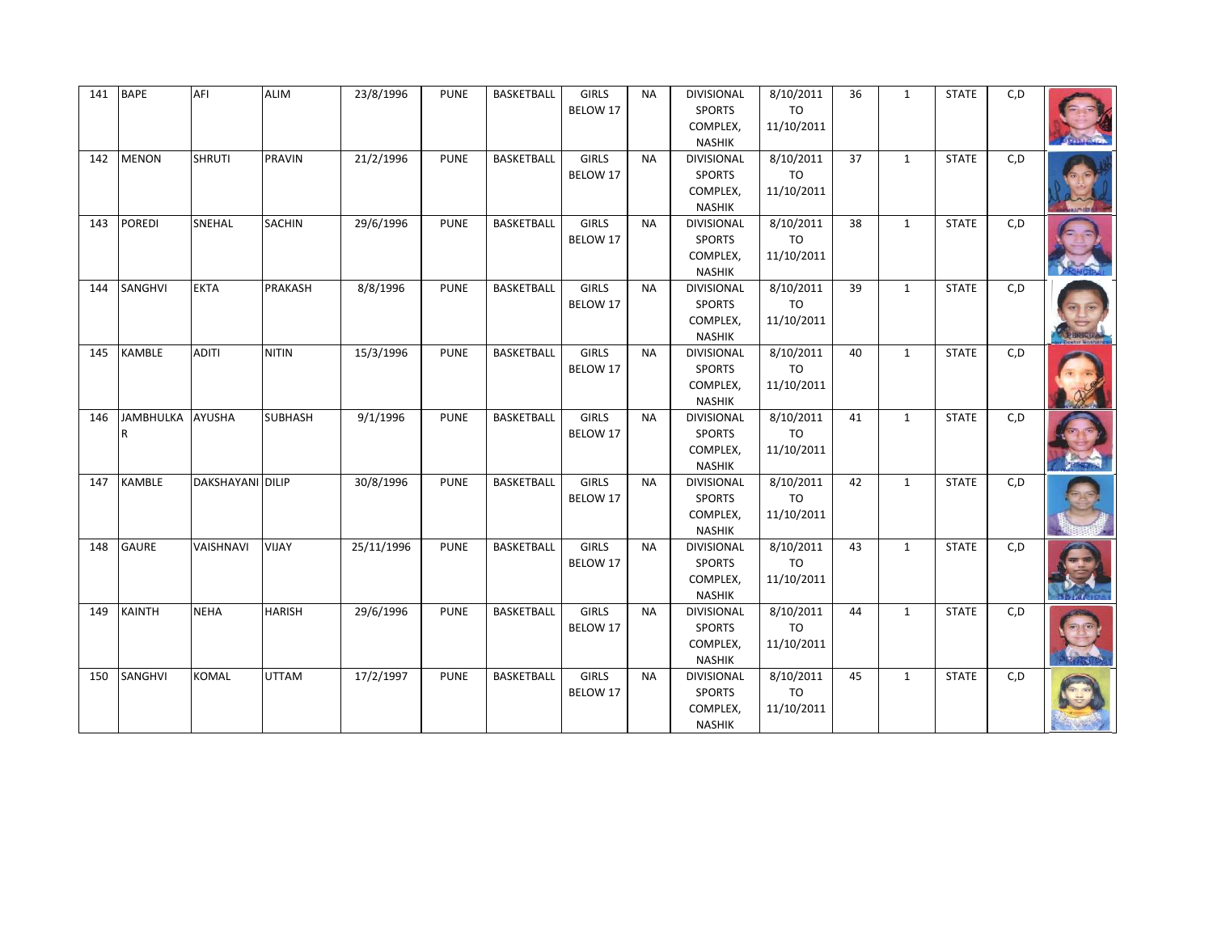| 141 | BAPE | AFI | ALIM | 23/8/1996 | PUNE | BASKETBALL | GIRLS BELOW 17 | NA | DIVISIONAL SPORTS COMPLEX, NASHIK | 8/10/2011 TO 11/10/2011 | 36 | 1 | STATE | C,D | |
|---|---|---|---|---|---|---|---|---|---|---|---|---|---|---|---|
| 142 | MENON | SHRUTI | PRAVIN | 21/2/1996 | PUNE | BASKETBALL | GIRLS BELOW 17 | NA | DIVISIONAL SPORTS COMPLEX, NASHIK | 8/10/2011 TO 11/10/2011 | 37 | 1 | STATE | C,D | |
| 143 | POREDI | SNEHAL | SACHIN | 29/6/1996 | PUNE | BASKETBALL | GIRLS BELOW 17 | NA | DIVISIONAL SPORTS COMPLEX, NASHIK | 8/10/2011 TO 11/10/2011 | 38 | 1 | STATE | C,D | |
| 144 | SANGHVI | EKTA | PRAKASH | 8/8/1996 | PUNE | BASKETBALL | GIRLS BELOW 17 | NA | DIVISIONAL SPORTS COMPLEX, NASHIK | 8/10/2011 TO 11/10/2011 | 39 | 1 | STATE | C,D | |
| 145 | KAMBLE | ADITI | NITIN | 15/3/1996 | PUNE | BASKETBALL | GIRLS BELOW 17 | NA | DIVISIONAL SPORTS COMPLEX, NASHIK | 8/10/2011 TO 11/10/2011 | 40 | 1 | STATE | C,D | |
| 146 | JAMBHULKAR | AYUSHA | SUBHASH | 9/1/1996 | PUNE | BASKETBALL | GIRLS BELOW 17 | NA | DIVISIONAL SPORTS COMPLEX, NASHIK | 8/10/2011 TO 11/10/2011 | 41 | 1 | STATE | C,D | |
| 147 | KAMBLE | DAKSHAYANI | DILIP | 30/8/1996 | PUNE | BASKETBALL | GIRLS BELOW 17 | NA | DIVISIONAL SPORTS COMPLEX, NASHIK | 8/10/2011 TO 11/10/2011 | 42 | 1 | STATE | C,D | |
| 148 | GAURE | VAISHNAVI | VIJAY | 25/11/1996 | PUNE | BASKETBALL | GIRLS BELOW 17 | NA | DIVISIONAL SPORTS COMPLEX, NASHIK | 8/10/2011 TO 11/10/2011 | 43 | 1 | STATE | C,D | |
| 149 | KAINTH | NEHA | HARISH | 29/6/1996 | PUNE | BASKETBALL | GIRLS BELOW 17 | NA | DIVISIONAL SPORTS COMPLEX, NASHIK | 8/10/2011 TO 11/10/2011 | 44 | 1 | STATE | C,D | |
| 150 | SANGHVI | KOMAL | UTTAM | 17/2/1997 | PUNE | BASKETBALL | GIRLS BELOW 17 | NA | DIVISIONAL SPORTS COMPLEX, NASHIK | 8/10/2011 TO 11/10/2011 | 45 | 1 | STATE | C,D | |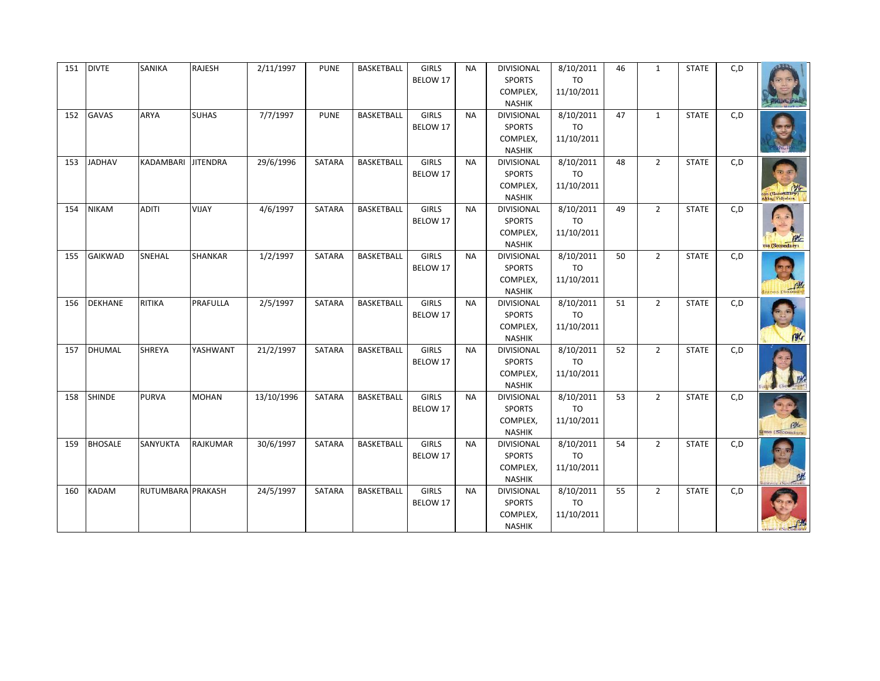| 151 | DIVTE | SANIKA | RAJESH | 2/11/1997 | PUNE | BASKETBALL | GIRLS BELOW 17 | NA | DIVISIONAL SPORTS COMPLEX, NASHIK | 8/10/2011 TO 11/10/2011 | 46 | 1 | STATE | C,D | |
|---|---|---|---|---|---|---|---|---|---|---|---|---|---|---|---|
| 152 | GAVAS | ARYA | SUHAS | 7/7/1997 | PUNE | BASKETBALL | GIRLS BELOW 17 | NA | DIVISIONAL SPORTS COMPLEX, NASHIK | 8/10/2011 TO 11/10/2011 | 47 | 1 | STATE | C,D | |
| 153 | JADHAV | KADAMBARI | JITENDRA | 29/6/1996 | SATARA | BASKETBALL | GIRLS BELOW 17 | NA | DIVISIONAL SPORTS COMPLEX, NASHIK | 8/10/2011 TO 11/10/2011 | 48 | 2 | STATE | C,D | |
| 154 | NIKAM | ADITI | VIJAY | 4/6/1997 | SATARA | BASKETBALL | GIRLS BELOW 17 | NA | DIVISIONAL SPORTS COMPLEX, NASHIK | 8/10/2011 TO 11/10/2011 | 49 | 2 | STATE | C,D | |
| 155 | GAIKWAD | SNEHAL | SHANKAR | 1/2/1997 | SATARA | BASKETBALL | GIRLS BELOW 17 | NA | DIVISIONAL SPORTS COMPLEX, NASHIK | 8/10/2011 TO 11/10/2011 | 50 | 2 | STATE | C,D | |
| 156 | DEKHANE | RITIKA | PRAFULLA | 2/5/1997 | SATARA | BASKETBALL | GIRLS BELOW 17 | NA | DIVISIONAL SPORTS COMPLEX, NASHIK | 8/10/2011 TO 11/10/2011 | 51 | 2 | STATE | C,D | |
| 157 | DHUMAL | SHREYA | YASHWANT | 21/2/1997 | SATARA | BASKETBALL | GIRLS BELOW 17 | NA | DIVISIONAL SPORTS COMPLEX, NASHIK | 8/10/2011 TO 11/10/2011 | 52 | 2 | STATE | C,D | |
| 158 | SHINDE | PURVA | MOHAN | 13/10/1996 | SATARA | BASKETBALL | GIRLS BELOW 17 | NA | DIVISIONAL SPORTS COMPLEX, NASHIK | 8/10/2011 TO 11/10/2011 | 53 | 2 | STATE | C,D | |
| 159 | BHOSALE | SANYUKTA | RAJKUMAR | 30/6/1997 | SATARA | BASKETBALL | GIRLS BELOW 17 | NA | DIVISIONAL SPORTS COMPLEX, NASHIK | 8/10/2011 TO 11/10/2011 | 54 | 2 | STATE | C,D | |
| 160 | KADAM | RUTUMBARA | PRAKASH | 24/5/1997 | SATARA | BASKETBALL | GIRLS BELOW 17 | NA | DIVISIONAL SPORTS COMPLEX, NASHIK | 8/10/2011 TO 11/10/2011 | 55 | 2 | STATE | C,D | |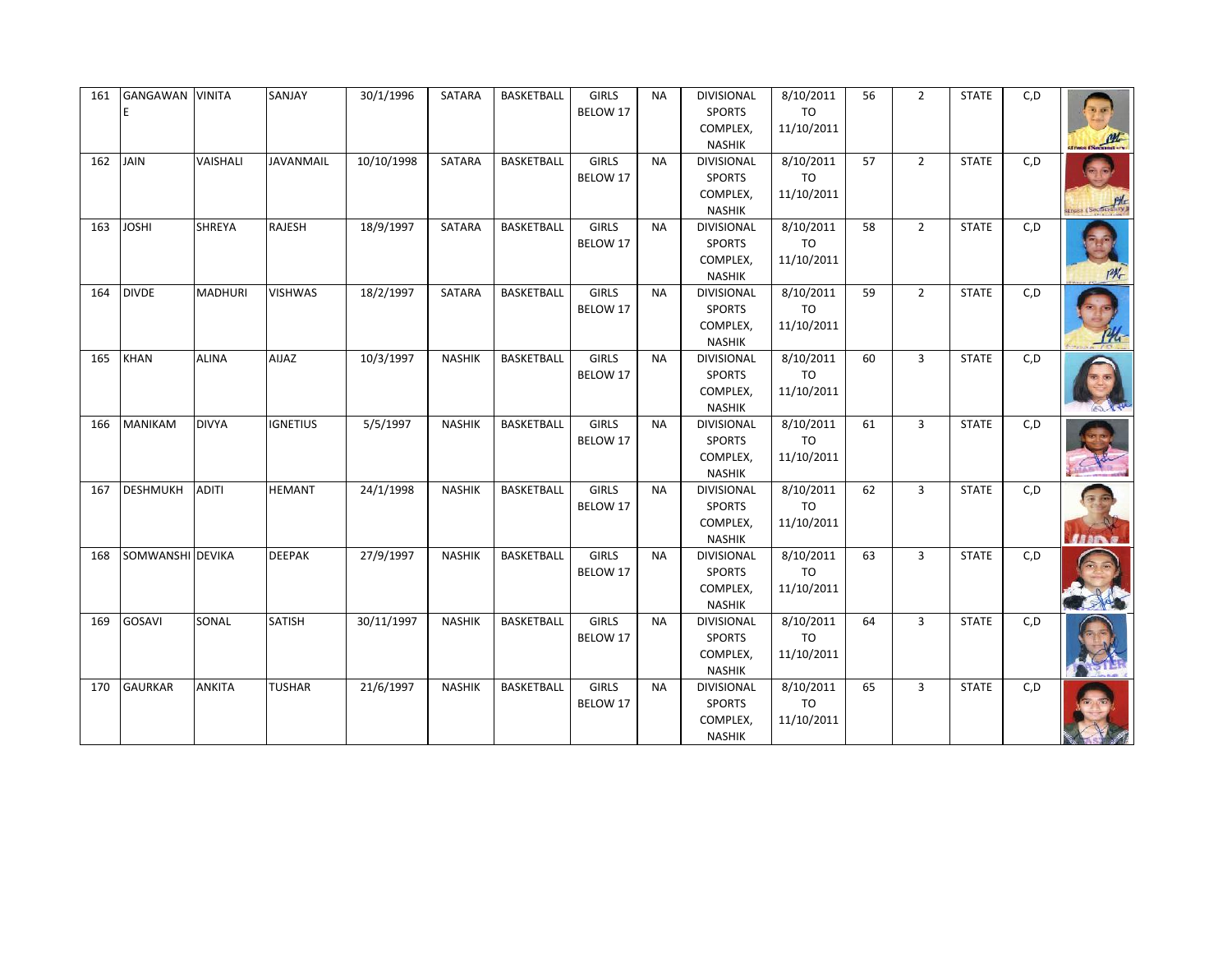| 161 | GANGAWANE | VINITA | SANJAY | 30/1/1996 | SATARA | BASKETBALL | GIRLS BELOW 17 | NA | DIVISIONAL SPORTS COMPLEX, NASHIK | 8/10/2011 TO 11/10/2011 | 56 | 2 | STATE | C,D | |
|---|---|---|---|---|---|---|---|---|---|---|---|---|---|---|---|
| 162 | JAIN | VAISHALI | JAVANMAIL | 10/10/1998 | SATARA | BASKETBALL | GIRLS BELOW 17 | NA | DIVISIONAL SPORTS COMPLEX, NASHIK | 8/10/2011 TO 11/10/2011 | 57 | 2 | STATE | C,D | |
| 163 | JOSHI | SHREYA | RAJESH | 18/9/1997 | SATARA | BASKETBALL | GIRLS BELOW 17 | NA | DIVISIONAL SPORTS COMPLEX, NASHIK | 8/10/2011 TO 11/10/2011 | 58 | 2 | STATE | C,D | |
| 164 | DIVDE | MADHURI | VISHWAS | 18/2/1997 | SATARA | BASKETBALL | GIRLS BELOW 17 | NA | DIVISIONAL SPORTS COMPLEX, NASHIK | 8/10/2011 TO 11/10/2011 | 59 | 2 | STATE | C,D | |
| 165 | KHAN | ALINA | AIJAZ | 10/3/1997 | NASHIK | BASKETBALL | GIRLS BELOW 17 | NA | DIVISIONAL SPORTS COMPLEX, NASHIK | 8/10/2011 TO 11/10/2011 | 60 | 3 | STATE | C,D | |
| 166 | MANIKAM | DIVYA | IGNETIUS | 5/5/1997 | NASHIK | BASKETBALL | GIRLS BELOW 17 | NA | DIVISIONAL SPORTS COMPLEX, NASHIK | 8/10/2011 TO 11/10/2011 | 61 | 3 | STATE | C,D | |
| 167 | DESHMUKH | ADITI | HEMANT | 24/1/1998 | NASHIK | BASKETBALL | GIRLS BELOW 17 | NA | DIVISIONAL SPORTS COMPLEX, NASHIK | 8/10/2011 TO 11/10/2011 | 62 | 3 | STATE | C,D | |
| 168 | SOMWANSHI | DEVIKA | DEEPAK | 27/9/1997 | NASHIK | BASKETBALL | GIRLS BELOW 17 | NA | DIVISIONAL SPORTS COMPLEX, NASHIK | 8/10/2011 TO 11/10/2011 | 63 | 3 | STATE | C,D | |
| 169 | GOSAVI | SONAL | SATISH | 30/11/1997 | NASHIK | BASKETBALL | GIRLS BELOW 17 | NA | DIVISIONAL SPORTS COMPLEX, NASHIK | 8/10/2011 TO 11/10/2011 | 64 | 3 | STATE | C,D | |
| 170 | GAURKAR | ANKITA | TUSHAR | 21/6/1997 | NASHIK | BASKETBALL | GIRLS BELOW 17 | NA | DIVISIONAL SPORTS COMPLEX, NASHIK | 8/10/2011 TO 11/10/2011 | 65 | 3 | STATE | C,D | |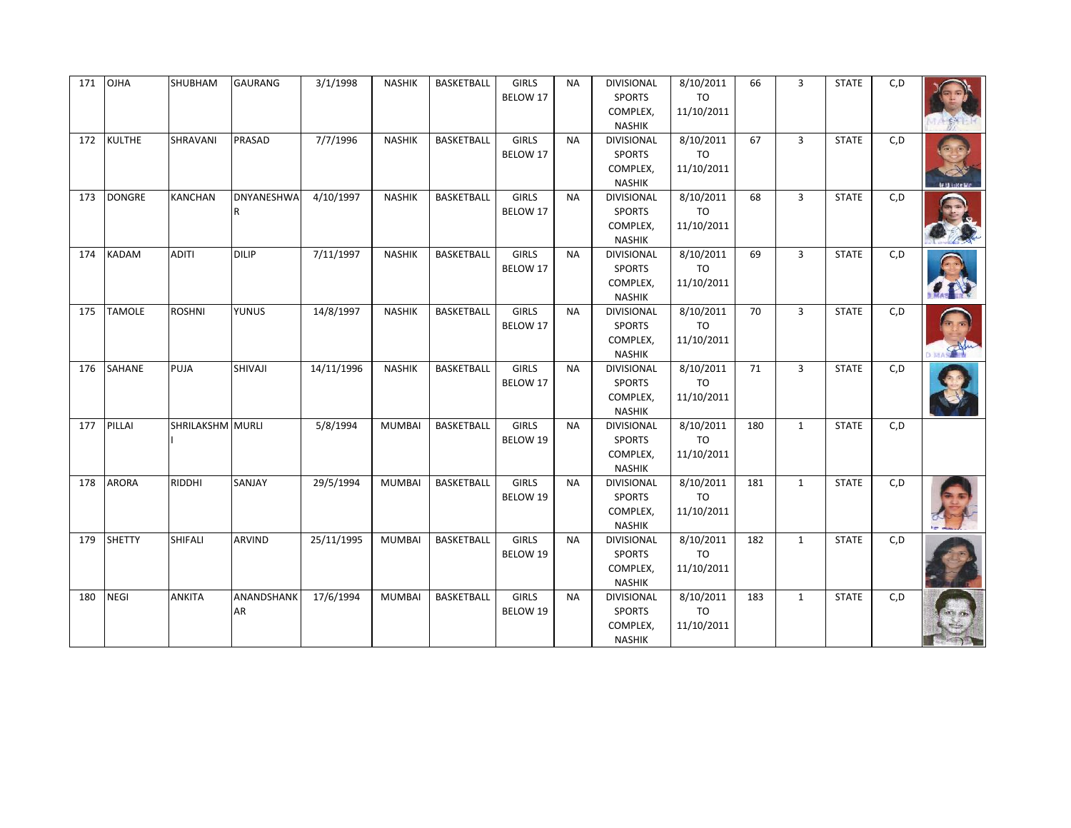| 171 | OJHA | SHUBHAM | GAURANG | 3/1/1998 | NASHIK | BASKETBALL | GIRLS BELOW 17 | NA | DIVISIONAL SPORTS COMPLEX, NASHIK | 8/10/2011 TO 11/10/2011 | 66 | 3 | STATE | C,D | |
|---|---|---|---|---|---|---|---|---|---|---|---|---|---|---|---|
| 172 | KULTHE | SHRAVANI | PRASAD | 7/7/1996 | NASHIK | BASKETBALL | GIRLS BELOW 17 | NA | DIVISIONAL SPORTS COMPLEX, NASHIK | 8/10/2011 TO 11/10/2011 | 67 | 3 | STATE | C,D | |
| 173 | DONGRE | KANCHAN | DNYANESHWAR | 4/10/1997 | NASHIK | BASKETBALL | GIRLS BELOW 17 | NA | DIVISIONAL SPORTS COMPLEX, NASHIK | 8/10/2011 TO 11/10/2011 | 68 | 3 | STATE | C,D | |
| 174 | KADAM | ADITI | DILIP | 7/11/1997 | NASHIK | BASKETBALL | GIRLS BELOW 17 | NA | DIVISIONAL SPORTS COMPLEX, NASHIK | 8/10/2011 TO 11/10/2011 | 69 | 3 | STATE | C,D | |
| 175 | TAMOLE | ROSHNI | YUNUS | 14/8/1997 | NASHIK | BASKETBALL | GIRLS BELOW 17 | NA | DIVISIONAL SPORTS COMPLEX, NASHIK | 8/10/2011 TO 11/10/2011 | 70 | 3 | STATE | C,D | |
| 176 | SAHANE | PUJA | SHIVAJI | 14/11/1996 | NASHIK | BASKETBALL | GIRLS BELOW 17 | NA | DIVISIONAL SPORTS COMPLEX, NASHIK | 8/10/2011 TO 11/10/2011 | 71 | 3 | STATE | C,D | |
| 177 | PILLAI | SHRILAKSHMI | MURLI | 5/8/1994 | MUMBAI | BASKETBALL | GIRLS BELOW 19 | NA | DIVISIONAL SPORTS COMPLEX, NASHIK | 8/10/2011 TO 11/10/2011 | 180 | 1 | STATE | C,D | |
| 178 | ARORA | RIDDHI | SANJAY | 29/5/1994 | MUMBAI | BASKETBALL | GIRLS BELOW 19 | NA | DIVISIONAL SPORTS COMPLEX, NASHIK | 8/10/2011 TO 11/10/2011 | 181 | 1 | STATE | C,D | |
| 179 | SHETTY | SHIFALI | ARVIND | 25/11/1995 | MUMBAI | BASKETBALL | GIRLS BELOW 19 | NA | DIVISIONAL SPORTS COMPLEX, NASHIK | 8/10/2011 TO 11/10/2011 | 182 | 1 | STATE | C,D | |
| 180 | NEGI | ANKITA | ANANDSHANKAR | 17/6/1994 | MUMBAI | BASKETBALL | GIRLS BELOW 19 | NA | DIVISIONAL SPORTS COMPLEX, NASHIK | 8/10/2011 TO 11/10/2011 | 183 | 1 | STATE | C,D | |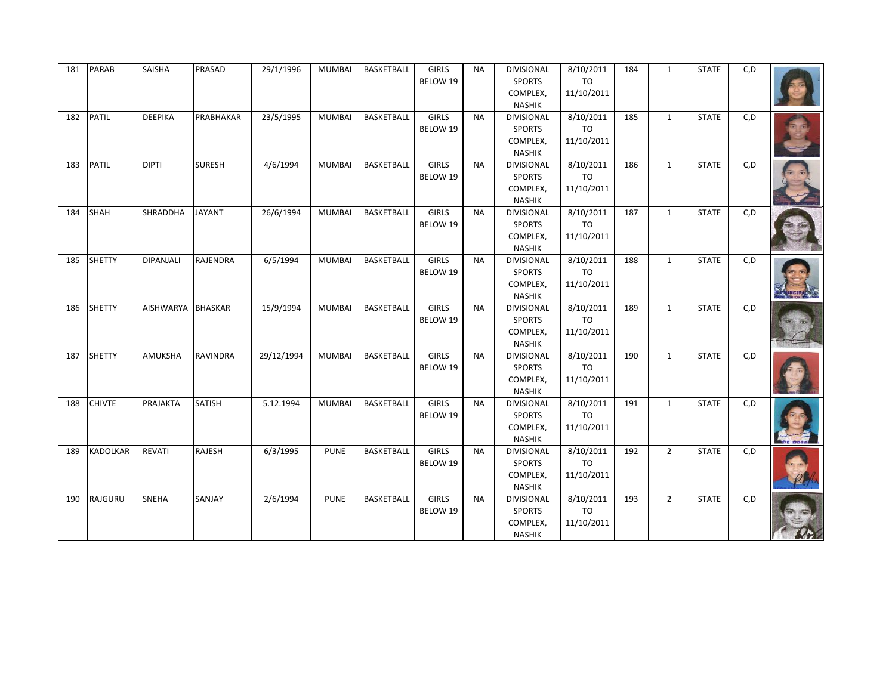| | | | | | | | | | | | | | | | |
|---|---|---|---|---|---|---|---|---|---|---|---|---|---|---|---|
| 181 | PARAB | SAISHA | PRASAD | 29/1/1996 | MUMBAI | BASKETBALL | GIRLS BELOW 19 | NA | DIVISIONAL SPORTS COMPLEX, NASHIK | 8/10/2011 TO 11/10/2011 | 184 | 1 | STATE | C,D | |
| 182 | PATIL | DEEPIKA | PRABHAKAR | 23/5/1995 | MUMBAI | BASKETBALL | GIRLS BELOW 19 | NA | DIVISIONAL SPORTS COMPLEX, NASHIK | 8/10/2011 TO 11/10/2011 | 185 | 1 | STATE | C,D | |
| 183 | PATIL | DIPTI | SURESH | 4/6/1994 | MUMBAI | BASKETBALL | GIRLS BELOW 19 | NA | DIVISIONAL SPORTS COMPLEX, NASHIK | 8/10/2011 TO 11/10/2011 | 186 | 1 | STATE | C,D | |
| 184 | SHAH | SHRADDHA | JAYANT | 26/6/1994 | MUMBAI | BASKETBALL | GIRLS BELOW 19 | NA | DIVISIONAL SPORTS COMPLEX, NASHIK | 8/10/2011 TO 11/10/2011 | 187 | 1 | STATE | C,D | |
| 185 | SHETTY | DIPANJALI | RAJENDRA | 6/5/1994 | MUMBAI | BASKETBALL | GIRLS BELOW 19 | NA | DIVISIONAL SPORTS COMPLEX, NASHIK | 8/10/2011 TO 11/10/2011 | 188 | 1 | STATE | C,D | |
| 186 | SHETTY | AISHWARYA | BHASKAR | 15/9/1994 | MUMBAI | BASKETBALL | GIRLS BELOW 19 | NA | DIVISIONAL SPORTS COMPLEX, NASHIK | 8/10/2011 TO 11/10/2011 | 189 | 1 | STATE | C,D | |
| 187 | SHETTY | AMUKSHA | RAVINDRA | 29/12/1994 | MUMBAI | BASKETBALL | GIRLS BELOW 19 | NA | DIVISIONAL SPORTS COMPLEX, NASHIK | 8/10/2011 TO 11/10/2011 | 190 | 1 | STATE | C,D | |
| 188 | CHIVTE | PRAJAKTA | SATISH | 5.12.1994 | MUMBAI | BASKETBALL | GIRLS BELOW 19 | NA | DIVISIONAL SPORTS COMPLEX, NASHIK | 8/10/2011 TO 11/10/2011 | 191 | 1 | STATE | C,D | |
| 189 | KADOLKAR | REVATI | RAJESH | 6/3/1995 | PUNE | BASKETBALL | GIRLS BELOW 19 | NA | DIVISIONAL SPORTS COMPLEX, NASHIK | 8/10/2011 TO 11/10/2011 | 192 | 2 | STATE | C,D | |
| 190 | RAJGURU | SNEHA | SANJAY | 2/6/1994 | PUNE | BASKETBALL | GIRLS BELOW 19 | NA | DIVISIONAL SPORTS COMPLEX, NASHIK | 8/10/2011 TO 11/10/2011 | 193 | 2 | STATE | C,D | |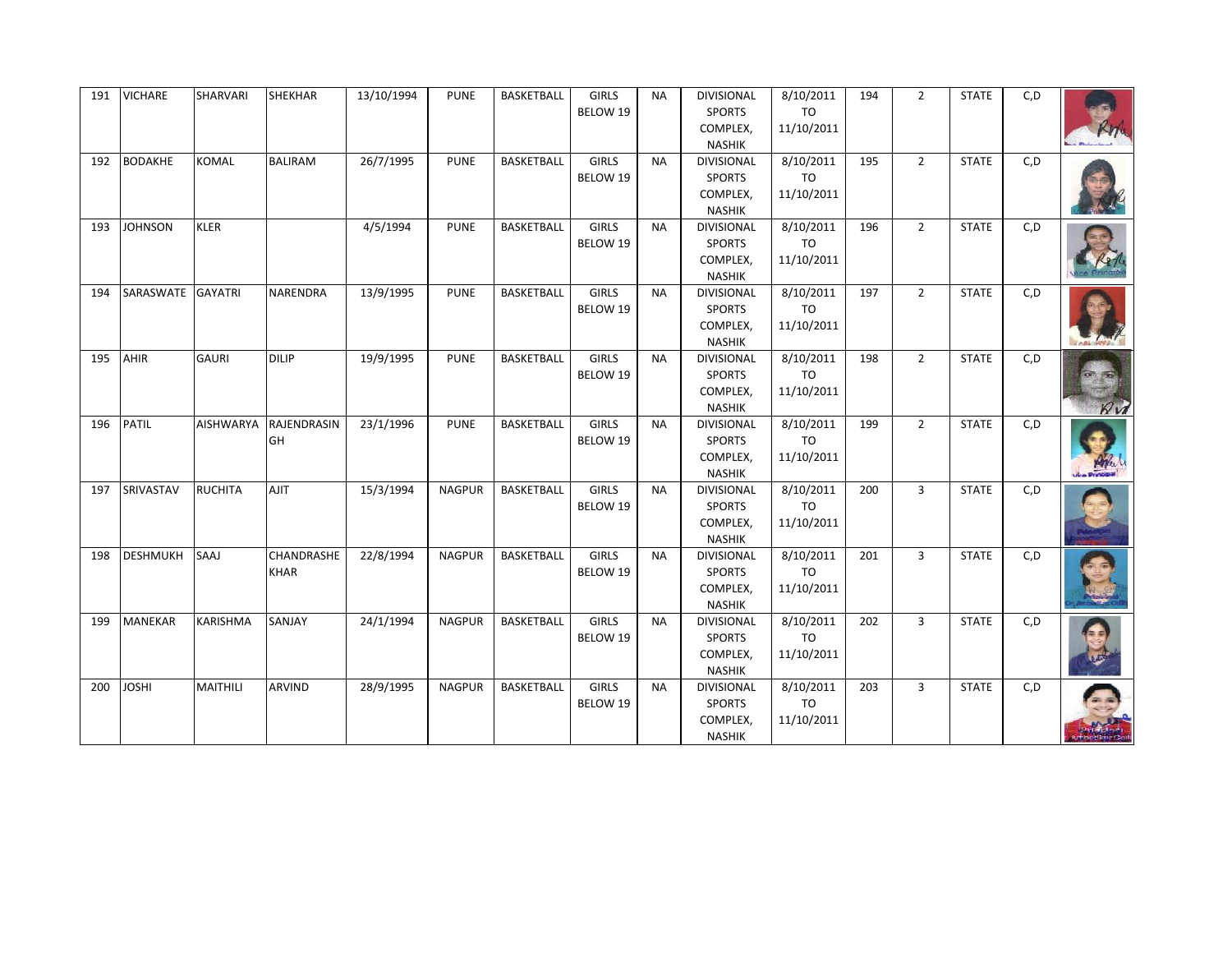| 191 | VICHARE | SHARVARI | SHEKHAR | 13/10/1994 | PUNE | BASKETBALL | GIRLS BELOW 19 | NA | DIVISIONAL SPORTS COMPLEX, NASHIK | 8/10/2011 TO 11/10/2011 | 194 | 2 | STATE | C,D | |
|---|---|---|---|---|---|---|---|---|---|---|---|---|---|---|---|
| 192 | BODAKHE | KOMAL | BALIRAM | 26/7/1995 | PUNE | BASKETBALL | GIRLS BELOW 19 | NA | DIVISIONAL SPORTS COMPLEX, NASHIK | 8/10/2011 TO 11/10/2011 | 195 | 2 | STATE | C,D | |
| 193 | JOHNSON | KLER | | 4/5/1994 | PUNE | BASKETBALL | GIRLS BELOW 19 | NA | DIVISIONAL SPORTS COMPLEX, NASHIK | 8/10/2011 TO 11/10/2011 | 196 | 2 | STATE | C,D | |
| 194 | SARASWATE | GAYATRI | NARENDRA | 13/9/1995 | PUNE | BASKETBALL | GIRLS BELOW 19 | NA | DIVISIONAL SPORTS COMPLEX, NASHIK | 8/10/2011 TO 11/10/2011 | 197 | 2 | STATE | C,D | |
| 195 | AHIR | GAURI | DILIP | 19/9/1995 | PUNE | BASKETBALL | GIRLS BELOW 19 | NA | DIVISIONAL SPORTS COMPLEX, NASHIK | 8/10/2011 TO 11/10/2011 | 198 | 2 | STATE | C,D | |
| 196 | PATIL | AISHWARYA | RAJENDRASINGH | 23/1/1996 | PUNE | BASKETBALL | GIRLS BELOW 19 | NA | DIVISIONAL SPORTS COMPLEX, NASHIK | 8/10/2011 TO 11/10/2011 | 199 | 2 | STATE | C,D | |
| 197 | SRIVASTAV | RUCHITA | AJIT | 15/3/1994 | NAGPUR | BASKETBALL | GIRLS BELOW 19 | NA | DIVISIONAL SPORTS COMPLEX, NASHIK | 8/10/2011 TO 11/10/2011 | 200 | 3 | STATE | C,D | |
| 198 | DESHMUKH | SAAJ | CHANDRASHEKHAR | 22/8/1994 | NAGPUR | BASKETBALL | GIRLS BELOW 19 | NA | DIVISIONAL SPORTS COMPLEX, NASHIK | 8/10/2011 TO 11/10/2011 | 201 | 3 | STATE | C,D | |
| 199 | MANEKAR | KARISHMA | SANJAY | 24/1/1994 | NAGPUR | BASKETBALL | GIRLS BELOW 19 | NA | DIVISIONAL SPORTS COMPLEX, NASHIK | 8/10/2011 TO 11/10/2011 | 202 | 3 | STATE | C,D | |
| 200 | JOSHI | MAITHILI | ARVIND | 28/9/1995 | NAGPUR | BASKETBALL | GIRLS BELOW 19 | NA | DIVISIONAL SPORTS COMPLEX, NASHIK | 8/10/2011 TO 11/10/2011 | 203 | 3 | STATE | C,D | |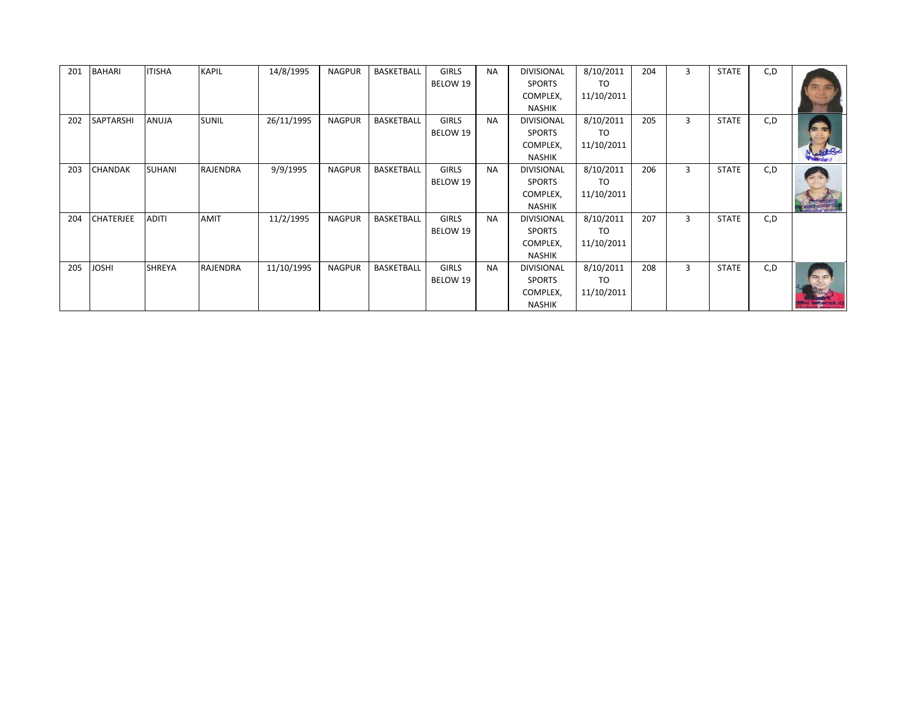| | | | | | | | | | | | | | | | |
|---|---|---|---|---|---|---|---|---|---|---|---|---|---|---|---|
| 201 | BAHARI | ITISHA | KAPIL | 14/8/1995 | NAGPUR | BASKETBALL | GIRLS BELOW 19 | NA | DIVISIONAL SPORTS COMPLEX, NASHIK | 8/10/2011 TO 11/10/2011 | 204 | 3 | STATE | C,D | |
| 202 | SAPTARSHI | ANUJA | SUNIL | 26/11/1995 | NAGPUR | BASKETBALL | GIRLS BELOW 19 | NA | DIVISIONAL SPORTS COMPLEX, NASHIK | 8/10/2011 TO 11/10/2011 | 205 | 3 | STATE | C,D | |
| 203 | CHANDAK | SUHANI | RAJENDRA | 9/9/1995 | NAGPUR | BASKETBALL | GIRLS BELOW 19 | NA | DIVISIONAL SPORTS COMPLEX, NASHIK | 8/10/2011 TO 11/10/2011 | 206 | 3 | STATE | C,D | |
| 204 | CHATERJEE | ADITI | AMIT | 11/2/1995 | NAGPUR | BASKETBALL | GIRLS BELOW 19 | NA | DIVISIONAL SPORTS COMPLEX, NASHIK | 8/10/2011 TO 11/10/2011 | 207 | 3 | STATE | C,D | |
| 205 | JOSHI | SHREYA | RAJENDRA | 11/10/1995 | NAGPUR | BASKETBALL | GIRLS BELOW 19 | NA | DIVISIONAL SPORTS COMPLEX, NASHIK | 8/10/2011 TO 11/10/2011 | 208 | 3 | STATE | C,D | |